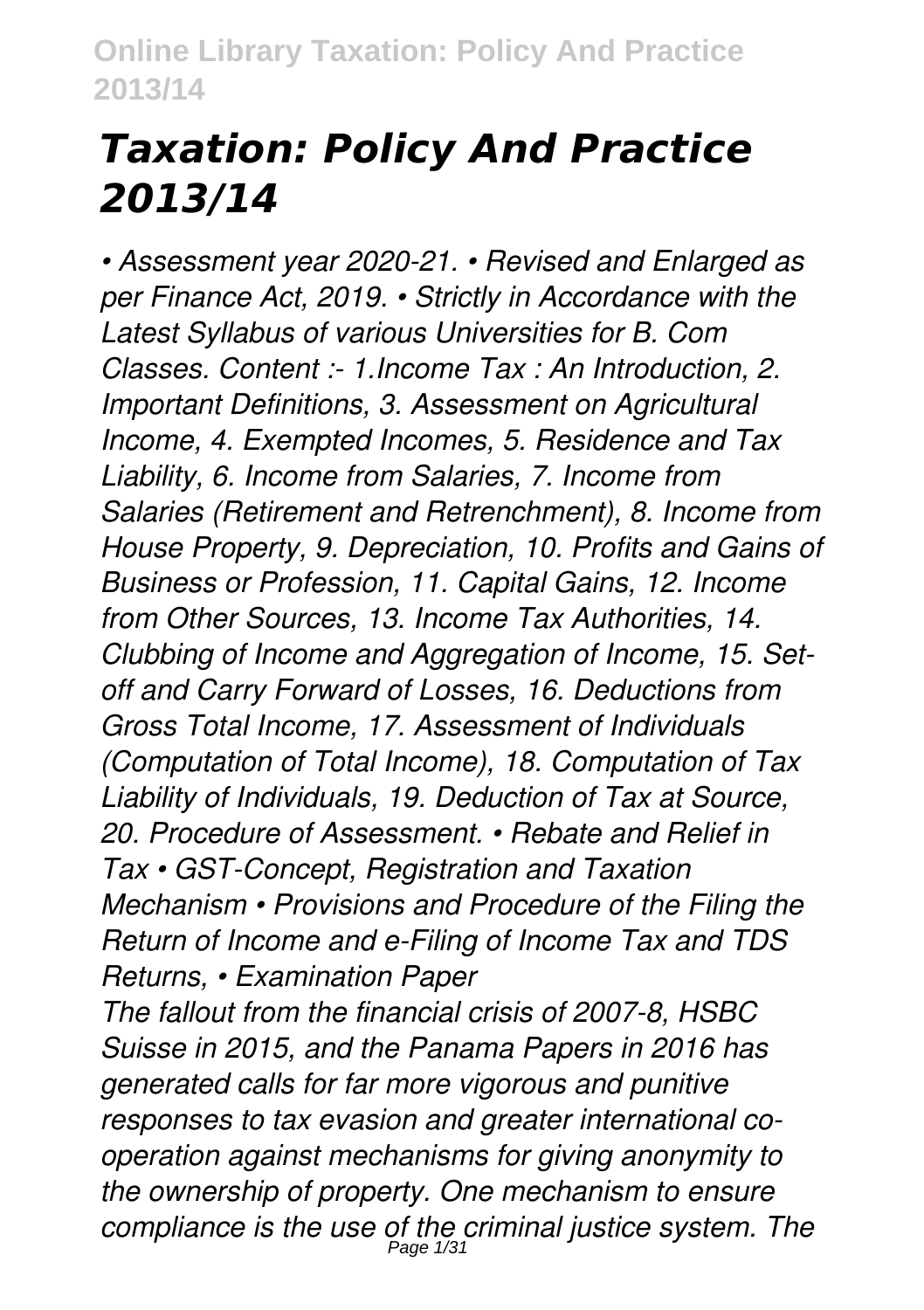# *Taxation: Policy And Practice 2013/14*

*• Assessment year 2020-21. • Revised and Enlarged as per Finance Act, 2019. • Strictly in Accordance with the Latest Syllabus of various Universities for B. Com Classes. Content :- 1.Income Tax : An Introduction, 2. Important Definitions, 3. Assessment on Agricultural Income, 4. Exempted Incomes, 5. Residence and Tax Liability, 6. Income from Salaries, 7. Income from Salaries (Retirement and Retrenchment), 8. Income from House Property, 9. Depreciation, 10. Profits and Gains of Business or Profession, 11. Capital Gains, 12. Income from Other Sources, 13. Income Tax Authorities, 14. Clubbing of Income and Aggregation of Income, 15. Set-off and Carry Forward of Losses, 16. Deductions from Gross Total Income, 17. Assessment of Individuals (Computation of Total Income), 18. Computation of Tax Liability of Individuals, 19. Deduction of Tax at Source, 20. Procedure of Assessment. • Rebate and Relief in Tax • GST-Concept, Registration and Taxation Mechanism • Provisions and Procedure of the Filing the Return of Income and e-Filing of Income Tax and TDS Returns, • Examination Paper*

*The fallout from the financial crisis of 2007-8, HSBC Suisse in 2015, and the Panama Papers in 2016 has generated calls for far more vigorous and punitive responses to tax evasion and greater international co-operation against mechanisms for giving anonymity to the ownership of property. One mechanism to ensure compliance is the use of the criminal justice system. The*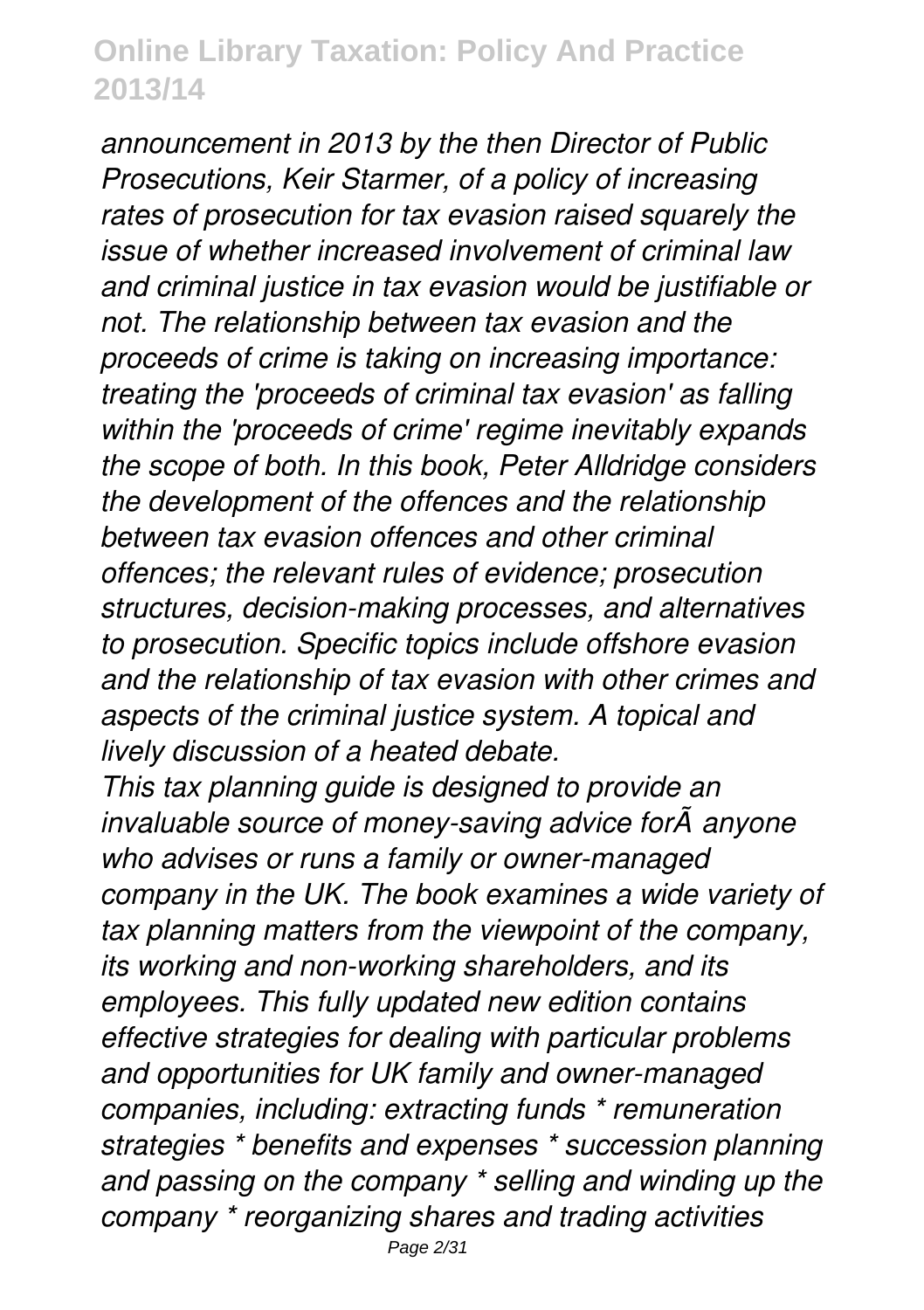*announcement in 2013 by the then Director of Public Prosecutions, Keir Starmer, of a policy of increasing rates of prosecution for tax evasion raised squarely the issue of whether increased involvement of criminal law and criminal justice in tax evasion would be justifiable or not. The relationship between tax evasion and the proceeds of crime is taking on increasing importance: treating the 'proceeds of criminal tax evasion' as falling within the 'proceeds of crime' regime inevitably expands the scope of both. In this book, Peter Alldridge considers the development of the offences and the relationship between tax evasion offences and other criminal offences; the relevant rules of evidence; prosecution structures, decision-making processes, and alternatives to prosecution. Specific topics include offshore evasion and the relationship of tax evasion with other crimes and aspects of the criminal justice system. A topical and lively discussion of a heated debate.*

*This tax planning guide is designed to provide an invaluable source of money-saving advice forÃ anyone who advises or runs a family or owner-managed company in the UK. The book examines a wide variety of tax planning matters from the viewpoint of the company, its working and non-working shareholders, and its employees. This fully updated new edition contains effective strategies for dealing with particular problems and opportunities for UK family and owner-managed companies, including: extracting funds * remuneration strategies * benefits and expenses * succession planning and passing on the company * selling and winding up the company * reorganizing shares and trading activities*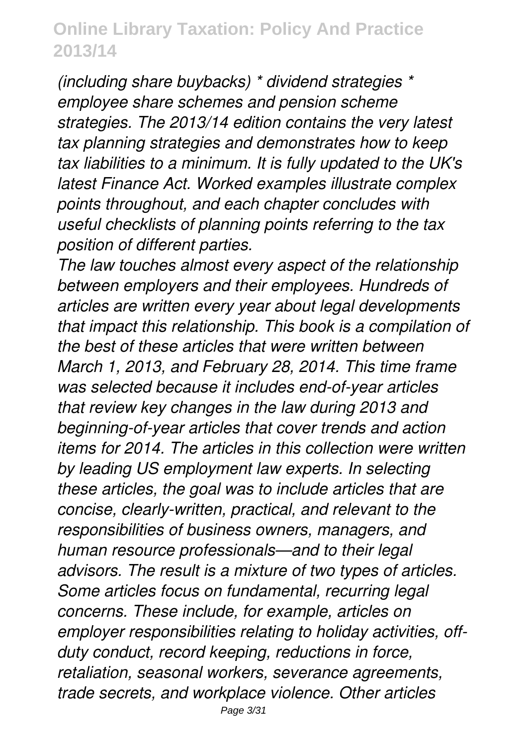*(including share buybacks) * dividend strategies * employee share schemes and pension scheme strategies. The 2013/14 edition contains the very latest tax planning strategies and demonstrates how to keep tax liabilities to a minimum. It is fully updated to the UK's latest Finance Act. Worked examples illustrate complex points throughout, and each chapter concludes with useful checklists of planning points referring to the tax position of different parties.*

*The law touches almost every aspect of the relationship between employers and their employees. Hundreds of articles are written every year about legal developments that impact this relationship. This book is a compilation of the best of these articles that were written between March 1, 2013, and February 28, 2014. This time frame was selected because it includes end-of-year articles that review key changes in the law during 2013 and beginning-of-year articles that cover trends and action items for 2014. The articles in this collection were written by leading US employment law experts. In selecting these articles, the goal was to include articles that are concise, clearly-written, practical, and relevant to the responsibilities of business owners, managers, and human resource professionals—and to their legal advisors. The result is a mixture of two types of articles. Some articles focus on fundamental, recurring legal concerns. These include, for example, articles on employer responsibilities relating to holiday activities, off-duty conduct, record keeping, reductions in force, retaliation, seasonal workers, severance agreements, trade secrets, and workplace violence. Other articles*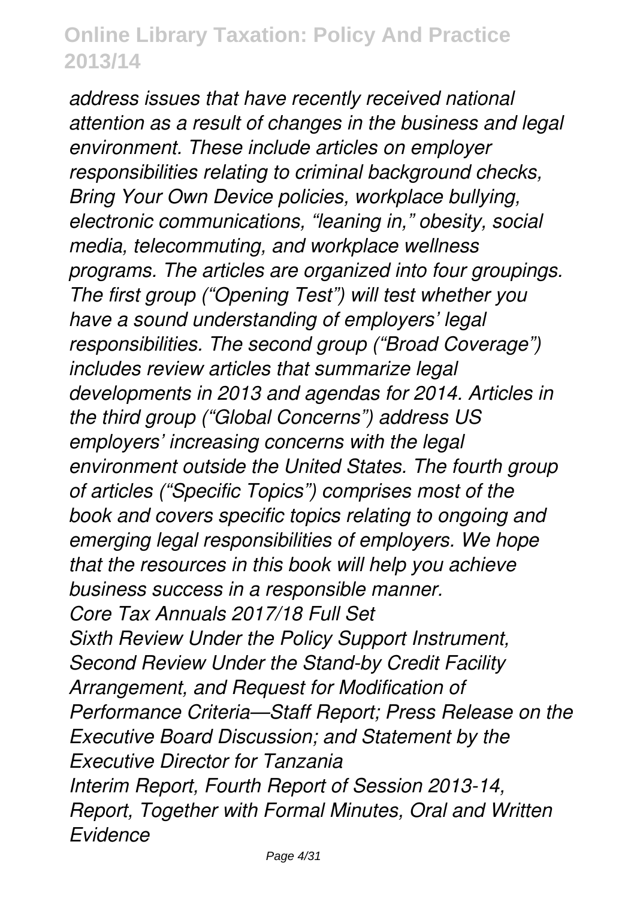*address issues that have recently received national attention as a result of changes in the business and legal environment. These include articles on employer responsibilities relating to criminal background checks, Bring Your Own Device policies, workplace bullying, electronic communications, "leaning in," obesity, social media, telecommuting, and workplace wellness programs. The articles are organized into four groupings. The first group ("Opening Test") will test whether you have a sound understanding of employers' legal responsibilities. The second group ("Broad Coverage") includes review articles that summarize legal developments in 2013 and agendas for 2014. Articles in the third group ("Global Concerns") address US employers' increasing concerns with the legal environment outside the United States. The fourth group of articles ("Specific Topics") comprises most of the book and covers specific topics relating to ongoing and emerging legal responsibilities of employers. We hope that the resources in this book will help you achieve business success in a responsible manner.*

*Core Tax Annuals 2017/18 Full Set*

*Sixth Review Under the Policy Support Instrument, Second Review Under the Stand-by Credit Facility Arrangement, and Request for Modification of Performance Criteria—Staff Report; Press Release on the Executive Board Discussion; and Statement by the Executive Director for Tanzania*

*Interim Report, Fourth Report of Session 2013-14, Report, Together with Formal Minutes, Oral and Written Evidence*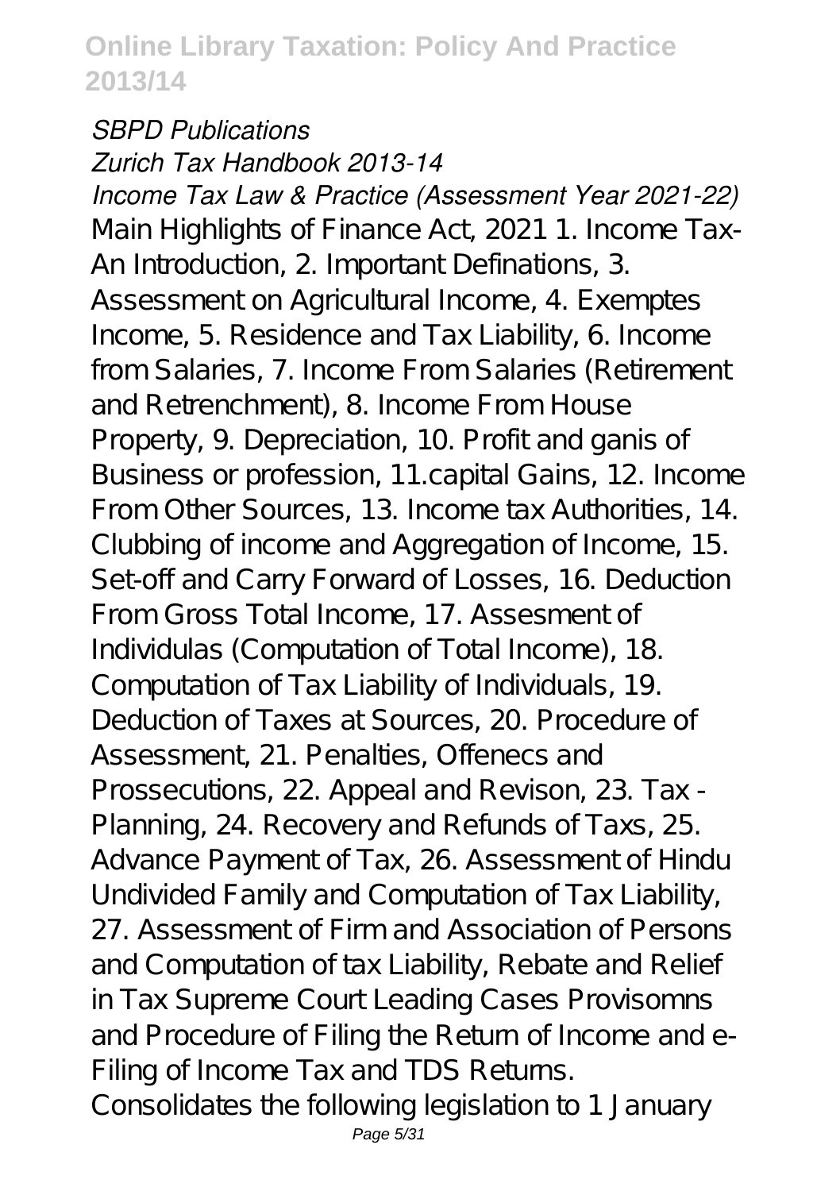*SBPD Publications*

*Zurich Tax Handbook 2013-14*

*Income Tax Law & Practice (Assessment Year 2021-22)*

Main Highlights of Finance Act, 2021 1. Income Tax-An Introduction, 2. Important Definations, 3. Assessment on Agricultural Income, 4. Exemptes Income, 5. Residence and Tax Liability, 6. Income from Salaries, 7. Income From Salaries (Retirement and Retrenchment), 8. Income From House Property, 9. Depreciation, 10. Profit and ganis of Business or profession, 11.capital Gains, 12. Income From Other Sources, 13. Income tax Authorities, 14. Clubbing of income and Aggregation of Income, 15. Set-off and Carry Forward of Losses, 16. Deduction From Gross Total Income, 17. Assesment of Individulas (Computation of Total Income), 18. Computation of Tax Liability of Individuals, 19. Deduction of Taxes at Sources, 20. Procedure of Assessment, 21. Penalties, Offenecs and Prossecutions, 22. Appeal and Revison, 23. Tax - Planning, 24. Recovery and Refunds of Taxs, 25. Advance Payment of Tax, 26. Assessment of Hindu Undivided Family and Computation of Tax Liability, 27. Assessment of Firm and Association of Persons and Computation of tax Liability, Rebate and Relief in Tax Supreme Court Leading Cases Provisomns and Procedure of Filing the Return of Income and e-Filing of Income Tax and TDS Returns.

Consolidates the following legislation to 1 January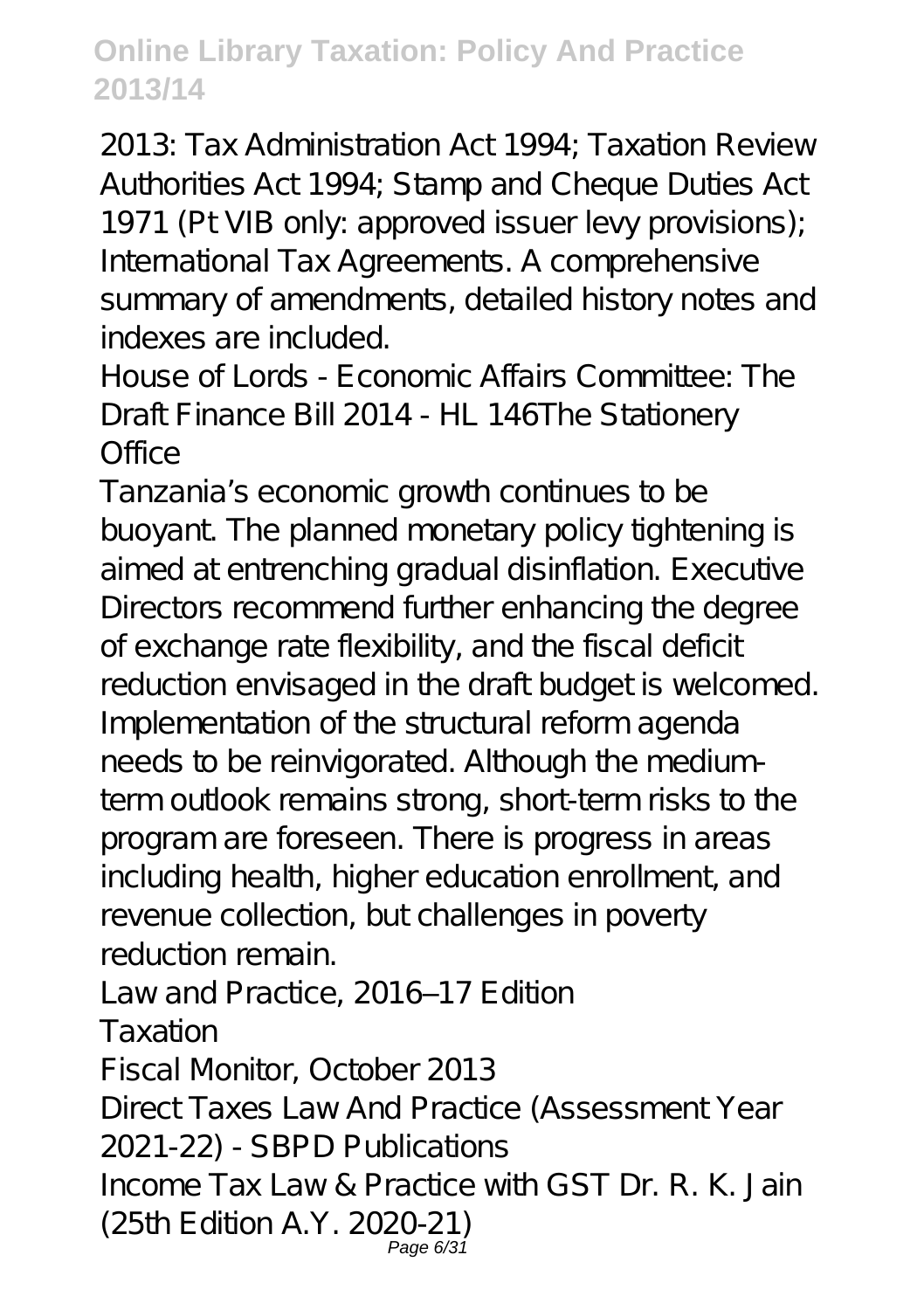2013: Tax Administration Act 1994; Taxation Review Authorities Act 1994; Stamp and Cheque Duties Act 1971 (Pt VIB only: approved issuer levy provisions); International Tax Agreements. A comprehensive summary of amendments, detailed history notes and indexes are included.

House of Lords - Economic Affairs Committee: The Draft Finance Bill 2014 - HL 146The Stationery Office

Tanzania's economic growth continues to be buoyant. The planned monetary policy tightening is aimed at entrenching gradual disinflation. Executive Directors recommend further enhancing the degree of exchange rate flexibility, and the fiscal deficit reduction envisaged in the draft budget is welcomed. Implementation of the structural reform agenda needs to be reinvigorated. Although the medium-term outlook remains strong, short-term risks to the program are foreseen. There is progress in areas including health, higher education enrollment, and revenue collection, but challenges in poverty reduction remain.

Law and Practice, 2016–17 Edition

Taxation

Fiscal Monitor, October 2013

Direct Taxes Law And Practice (Assessment Year 2021-22) - SBPD Publications

Income Tax Law & Practice with GST Dr. R. K. Jain (25th Edition A.Y. 2020-21)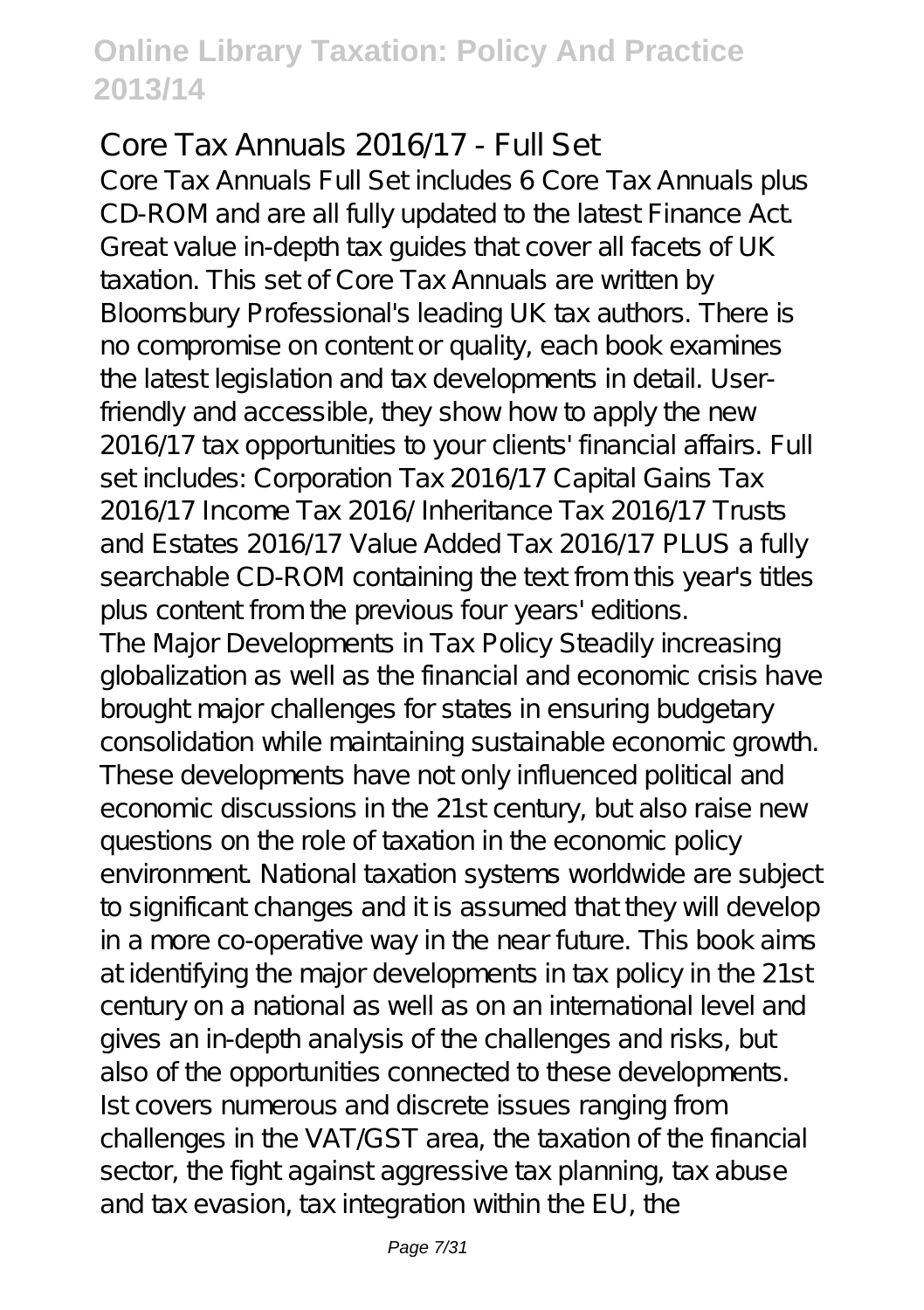## Core Tax Annuals 2016/17 - Full Set

Core Tax Annuals Full Set includes 6 Core Tax Annuals plus CD-ROM and are all fully updated to the latest Finance Act. Great value in-depth tax guides that cover all facets of UK taxation. This set of Core Tax Annuals are written by Bloomsbury Professional's leading UK tax authors. There is no compromise on content or quality, each book examines the latest legislation and tax developments in detail. User-friendly and accessible, they show how to apply the new 2016/17 tax opportunities to your clients' financial affairs. Full set includes: Corporation Tax 2016/17 Capital Gains Tax 2016/17 Income Tax 2016/ Inheritance Tax 2016/17 Trusts and Estates 2016/17 Value Added Tax 2016/17 PLUS a fully searchable CD-ROM containing the text from this year's titles plus content from the previous four years' editions.

The Major Developments in Tax Policy Steadily increasing globalization as well as the financial and economic crisis have brought major challenges for states in ensuring budgetary consolidation while maintaining sustainable economic growth. These developments have not only influenced political and economic discussions in the 21st century, but also raise new questions on the role of taxation in the economic policy environment. National taxation systems worldwide are subject to significant changes and it is assumed that they will develop in a more co-operative way in the near future. This book aims at identifying the major developments in tax policy in the 21st century on a national as well as on an international level and gives an in-depth analysis of the challenges and risks, but also of the opportunities connected to these developments. Ist covers numerous and discrete issues ranging from challenges in the VAT/GST area, the taxation of the financial sector, the fight against aggressive tax planning, tax abuse and tax evasion, tax integration within the EU, the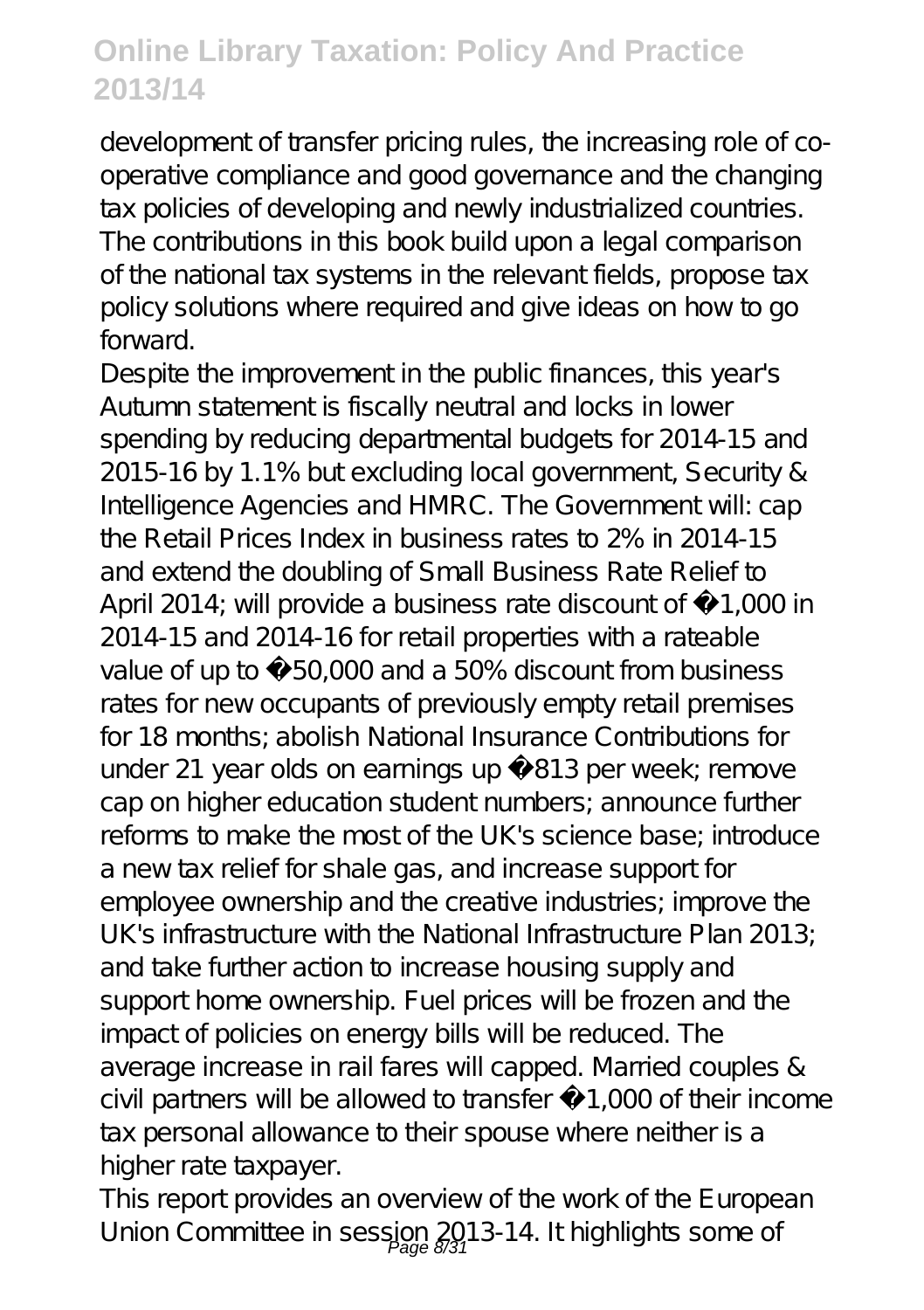development of transfer pricing rules, the increasing role of co-operative compliance and good governance and the changing tax policies of developing and newly industrialized countries. The contributions in this book build upon a legal comparison of the national tax systems in the relevant fields, propose tax policy solutions where required and give ideas on how to go forward.

Despite the improvement in the public finances, this year's Autumn statement is fiscally neutral and locks in lower spending by reducing departmental budgets for 2014-15 and 2015-16 by 1.1% but excluding local government, Security & Intelligence Agencies and HMRC. The Government will: cap the Retail Prices Index in business rates to 2% in 2014-15 and extend the doubling of Small Business Rate Relief to April 2014; will provide a business rate discount of £1,000 in 2014-15 and 2014-16 for retail properties with a rateable value of up to £50,000 and a 50% discount from business rates for new occupants of previously empty retail premises for 18 months; abolish National Insurance Contributions for under 21 year olds on earnings up £813 per week; remove cap on higher education student numbers; announce further reforms to make the most of the UK's science base; introduce a new tax relief for shale gas, and increase support for employee ownership and the creative industries; improve the UK's infrastructure with the National Infrastructure Plan 2013; and take further action to increase housing supply and support home ownership. Fuel prices will be frozen and the impact of policies on energy bills will be reduced. The average increase in rail fares will capped. Married couples & civil partners will be allowed to transfer £1,000 of their income tax personal allowance to their spouse where neither is a higher rate taxpayer.

This report provides an overview of the work of the European Union Committee in session 2013-14. It highlights some of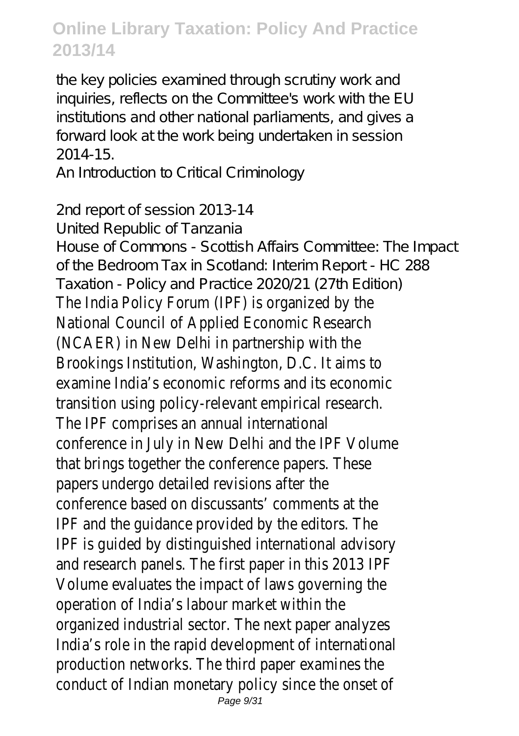the key policies examined through scrutiny work and inquiries, reflects on the Committee's work with the EU institutions and other national parliaments, and gives a forward look at the work being undertaken in session 2014-15.

An Introduction to Critical Criminology

2nd report of session 2013-14

United Republic of Tanzania

House of Commons - Scottish Affairs Committee: The Impact of the Bedroom Tax in Scotland: Interim Report - HC 288

Taxation - Policy and Practice 2020/21 (27th Edition)

The India Policy Forum (IPF) is organized by the National Council of Applied Economic Research (NCAER) in New Delhi in partnership with the Brookings Institution, Washington, D.C. It aims to examine India's economic reforms and its economic transition using policy-relevant empirical research. The IPF comprises an annual international conference in July in New Delhi and the IPF Volume that brings together the conference papers. These papers undergo detailed revisions after the conference based on discussants' comments at the IPF and the guidance provided by the editors. The IPF is guided by distinguished international advisory and research panels. The first paper in this 2013 IPF Volume evaluates the impact of laws governing the operation of India's labour market within the organized industrial sector. The next paper analyzes India's role in the rapid development of international production networks. The third paper examines the conduct of Indian monetary policy since the onset of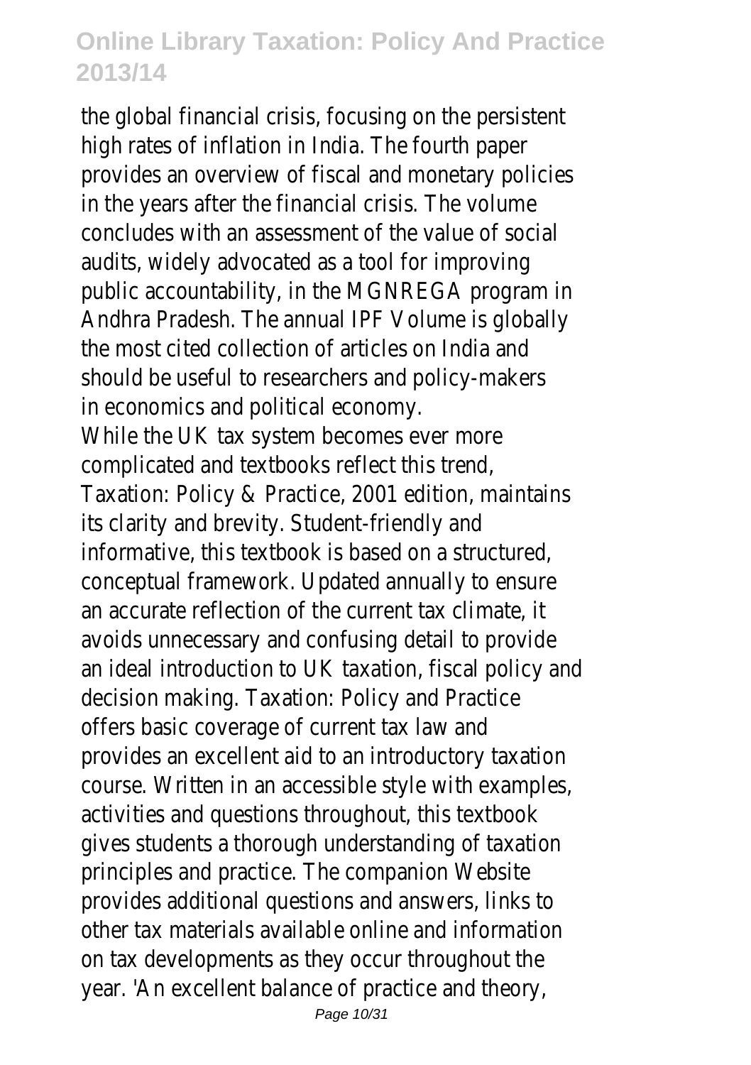the global financial crisis, focusing on the persistent high rates of inflation in India. The fourth paper provides an overview of fiscal and monetary policies in the years after the financial crisis. The volume concludes with an assessment of the value of social audits, widely advocated as a tool for improving public accountability, in the MGNREGA program in Andhra Pradesh. The annual IPF Volume is globally the most cited collection of articles on India and should be useful to researchers and policy-makers in economics and political economy.

While the UK tax system becomes ever more complicated and textbooks reflect this trend, Taxation: Policy & Practice, 2001 edition, maintains its clarity and brevity. Student-friendly and informative, this textbook is based on a structured, conceptual framework. Updated annually to ensure an accurate reflection of the current tax climate, it avoids unnecessary and confusing detail to provide an ideal introduction to UK taxation, fiscal policy and decision making. Taxation: Policy and Practice offers basic coverage of current tax law and provides an excellent aid to an introductory taxation course. Written in an accessible style with examples, activities and questions throughout, this textbook gives students a thorough understanding of taxation principles and practice. The companion Website provides additional questions and answers, links to other tax materials available online and information on tax developments as they occur throughout the year. 'An excellent balance of practice and theory,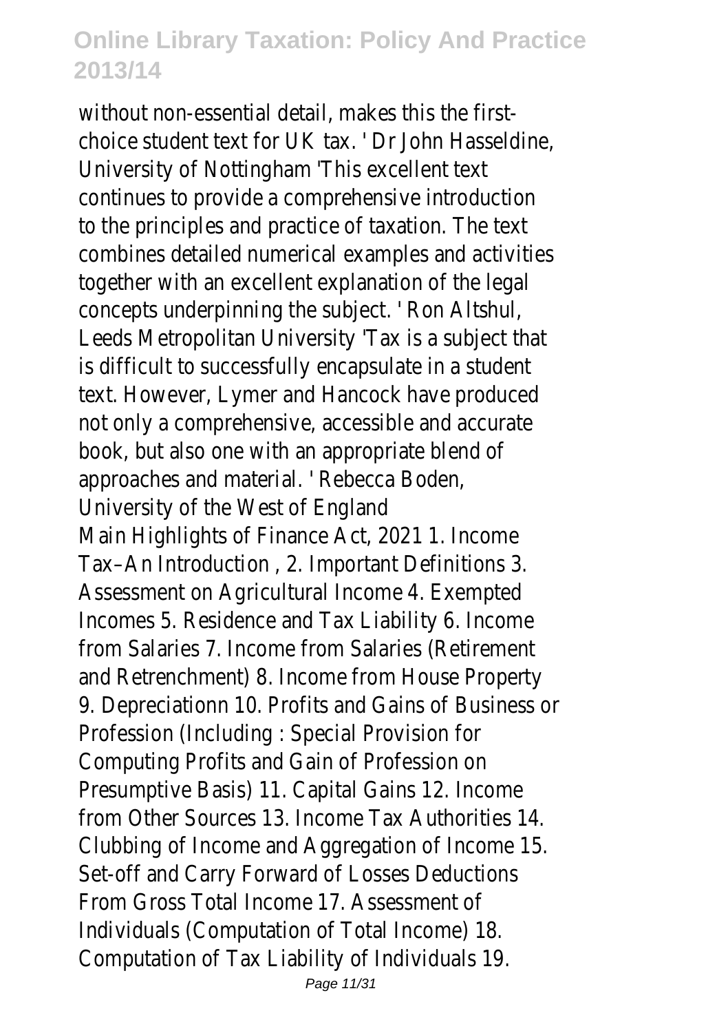without non-essential detail, makes this the first-choice student text for UK tax. ' Dr John Hasseldine, University of Nottingham 'This excellent text continues to provide a comprehensive introduction to the principles and practice of taxation. The text combines detailed numerical examples and activities together with an excellent explanation of the legal concepts underpinning the subject. ' Ron Altshul, Leeds Metropolitan University 'Tax is a subject that is difficult to successfully encapsulate in a student text. However, Lymer and Hancock have produced not only a comprehensive, accessible and accurate book, but also one with an appropriate blend of approaches and material. ' Rebecca Boden, University of the West of England

Main Highlights of Finance Act, 2021 1. Income Tax–An Introduction , 2. Important Definitions 3. Assessment on Agricultural Income 4. Exempted Incomes 5. Residence and Tax Liability 6. Income from Salaries 7. Income from Salaries (Retirement and Retrenchment) 8. Income from House Property 9. Depreciationn 10. Profits and Gains of Business or Profession (Including : Special Provision for Computing Profits and Gain of Profession on Presumptive Basis) 11. Capital Gains 12. Income from Other Sources 13. Income Tax Authorities 14. Clubbing of Income and Aggregation of Income 15. Set-off and Carry Forward of Losses Deductions From Gross Total Income 17. Assessment of Individuals (Computation of Total Income) 18. Computation of Tax Liability of Individuals 19.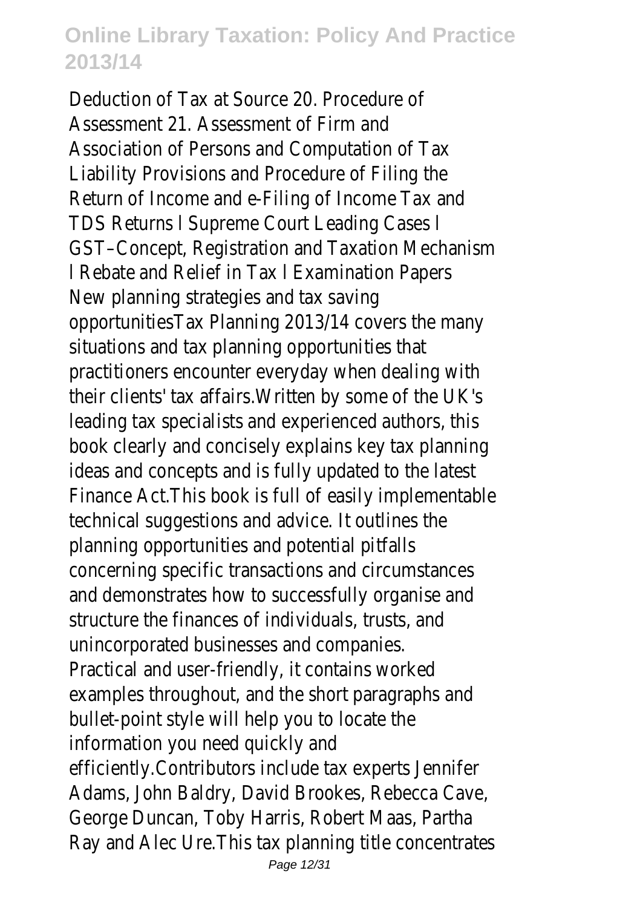Deduction of Tax at Source 20. Procedure of Assessment 21. Assessment of Firm and Association of Persons and Computation of Tax Liability Provisions and Procedure of Filing the Return of Income and e-Filing of Income Tax and TDS Returns l Supreme Court Leading Cases l GST–Concept, Registration and Taxation Mechanism l Rebate and Relief in Tax l Examination Papers

New planning strategies and tax saving opportunitiesTax Planning 2013/14 covers the many situations and tax planning opportunities that practitioners encounter everyday when dealing with their clients' tax affairs.Written by some of the UK's leading tax specialists and experienced authors, this book clearly and concisely explains key tax planning ideas and concepts and is fully updated to the latest Finance Act.This book is full of easily implementable technical suggestions and advice. It outlines the planning opportunities and potential pitfalls concerning specific transactions and circumstances and demonstrates how to successfully organise and structure the finances of individuals, trusts, and unincorporated businesses and companies. Practical and user-friendly, it contains worked examples throughout, and the short paragraphs and bullet-point style will help you to locate the information you need quickly and efficiently.Contributors include tax experts Jennifer Adams, John Baldry, David Brookes, Rebecca Cave, George Duncan, Toby Harris, Robert Maas, Partha Ray and Alec Ure.This tax planning title concentrates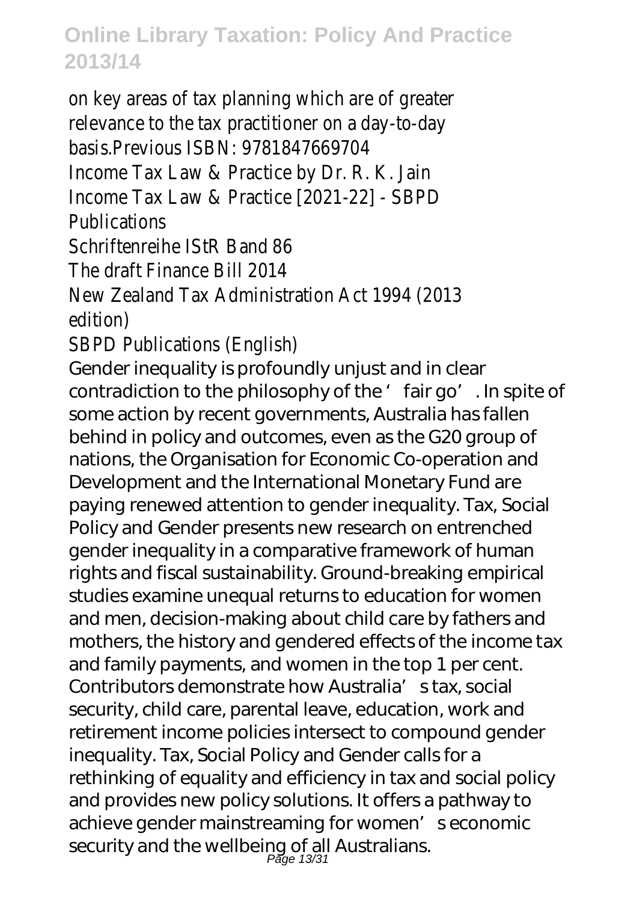on key areas of tax planning which are of greater relevance to the tax practitioner on a day-to-day basis.Previous ISBN: 9781847669704

Income Tax Law & Practice by Dr. R. K. Jain

Income Tax Law & Practice [2021-22] - SBPD Publications

Schriftenreihe IStR Band 86

The draft Finance Bill 2014

New Zealand Tax Administration Act 1994 (2013 edition)

SBPD Publications (English)

Gender inequality is profoundly unjust and in clear contradiction to the philosophy of the 'fair go'. In spite of some action by recent governments, Australia has fallen behind in policy and outcomes, even as the G20 group of nations, the Organisation for Economic Co-operation and Development and the International Monetary Fund are paying renewed attention to gender inequality. Tax, Social Policy and Gender presents new research on entrenched gender inequality in a comparative framework of human rights and fiscal sustainability. Ground-breaking empirical studies examine unequal returns to education for women and men, decision-making about child care by fathers and mothers, the history and gendered effects of the income tax and family payments, and women in the top 1 per cent. Contributors demonstrate how Australia's tax, social security, child care, parental leave, education, work and retirement income policies intersect to compound gender inequality. Tax, Social Policy and Gender calls for a rethinking of equality and efficiency in tax and social policy and provides new policy solutions. It offers a pathway to achieve gender mainstreaming for women's economic security and the wellbeing of all Australians.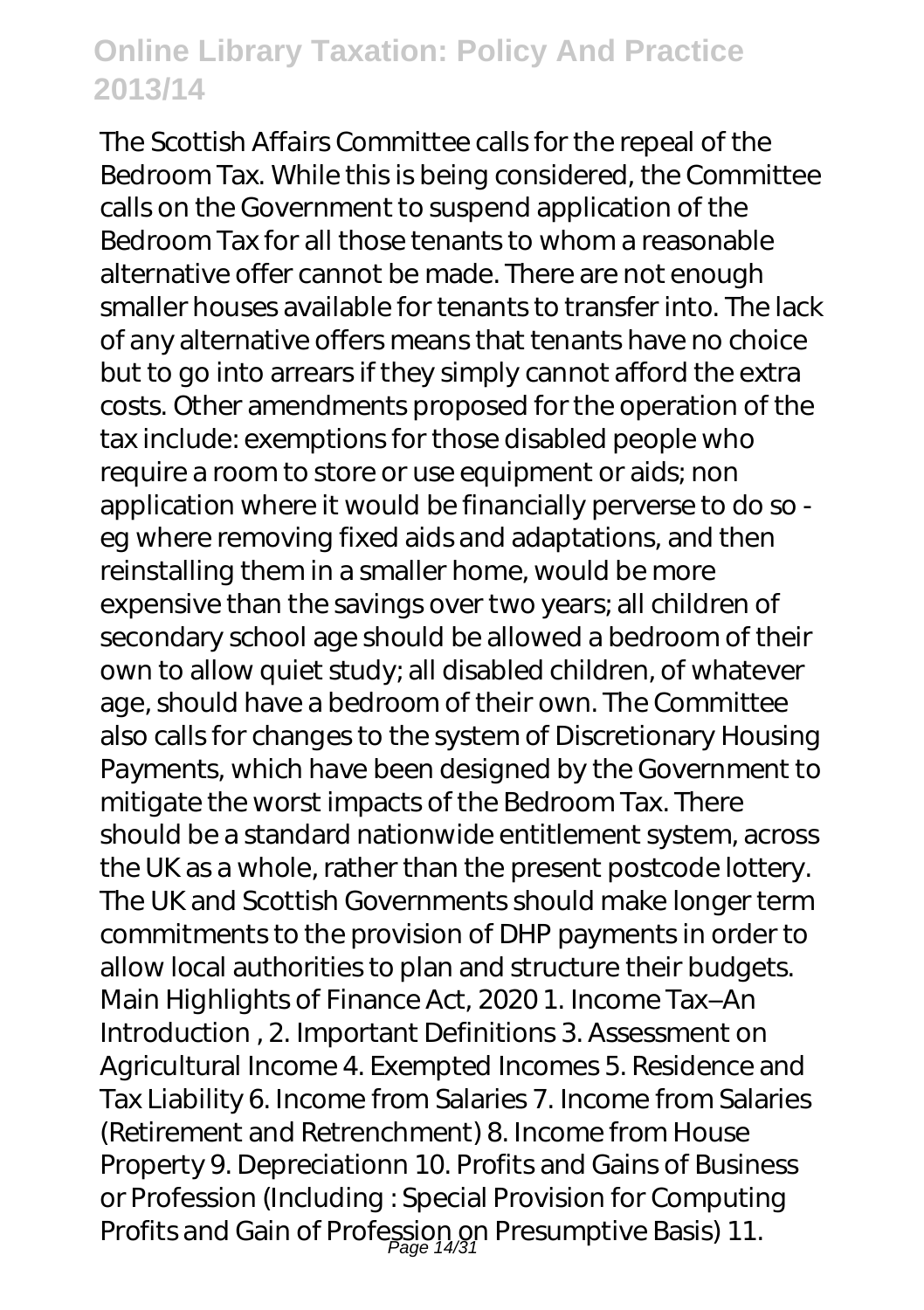The Scottish Affairs Committee calls for the repeal of the Bedroom Tax. While this is being considered, the Committee calls on the Government to suspend application of the Bedroom Tax for all those tenants to whom a reasonable alternative offer cannot be made. There are not enough smaller houses available for tenants to transfer into. The lack of any alternative offers means that tenants have no choice but to go into arrears if they simply cannot afford the extra costs. Other amendments proposed for the operation of the tax include: exemptions for those disabled people who require a room to store or use equipment or aids; non application where it would be financially perverse to do so - eg where removing fixed aids and adaptations, and then reinstalling them in a smaller home, would be more expensive than the savings over two years; all children of secondary school age should be allowed a bedroom of their own to allow quiet study; all disabled children, of whatever age, should have a bedroom of their own. The Committee also calls for changes to the system of Discretionary Housing Payments, which have been designed by the Government to mitigate the worst impacts of the Bedroom Tax. There should be a standard nationwide entitlement system, across the UK as a whole, rather than the present postcode lottery. The UK and Scottish Governments should make longer term commitments to the provision of DHP payments in order to allow local authorities to plan and structure their budgets. Main Highlights of Finance Act, 2020 1. Income Tax–An Introduction , 2. Important Definitions 3. Assessment on Agricultural Income 4. Exempted Incomes 5. Residence and Tax Liability 6. Income from Salaries 7. Income from Salaries (Retirement and Retrenchment) 8. Income from House Property 9. Depreciationn 10. Profits and Gains of Business or Profession (Including : Special Provision for Computing Profits and Gain of Profession on Presumptive Basis) 11.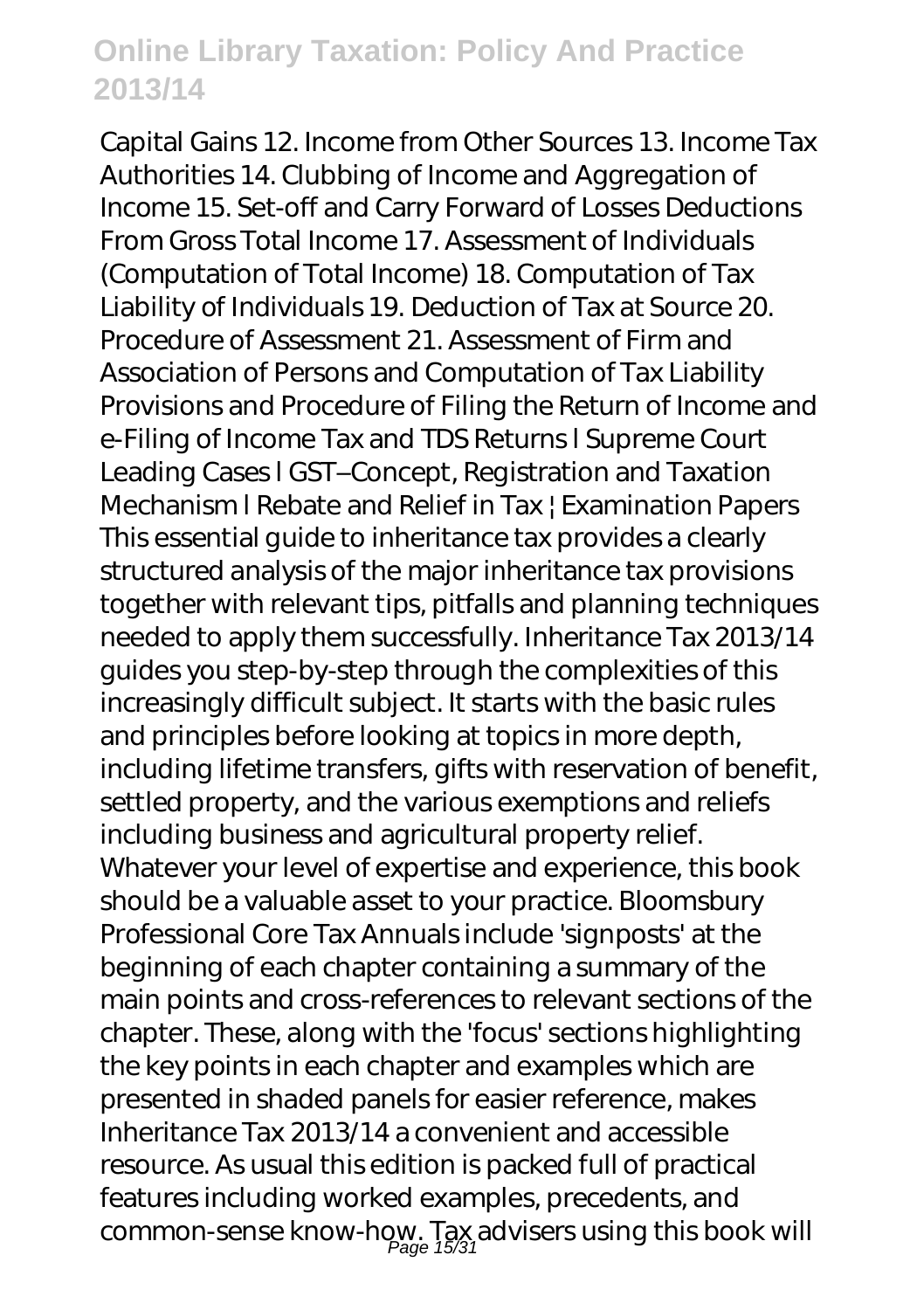Capital Gains 12. Income from Other Sources 13. Income Tax Authorities 14. Clubbing of Income and Aggregation of Income 15. Set-off and Carry Forward of Losses Deductions From Gross Total Income 17. Assessment of Individuals (Computation of Total Income) 18. Computation of Tax Liability of Individuals 19. Deduction of Tax at Source 20. Procedure of Assessment 21. Assessment of Firm and Association of Persons and Computation of Tax Liability Provisions and Procedure of Filing the Return of Income and e-Filing of Income Tax and TDS Returns l Supreme Court Leading Cases l GST–Concept, Registration and Taxation Mechanism l Rebate and Relief in Tax ¦ Examination Papers
This essential guide to inheritance tax provides a clearly structured analysis of the major inheritance tax provisions together with relevant tips, pitfalls and planning techniques needed to apply them successfully. Inheritance Tax 2013/14 guides you step-by-step through the complexities of this increasingly difficult subject. It starts with the basic rules and principles before looking at topics in more depth, including lifetime transfers, gifts with reservation of benefit, settled property, and the various exemptions and reliefs including business and agricultural property relief. Whatever your level of expertise and experience, this book should be a valuable asset to your practice. Bloomsbury Professional Core Tax Annuals include 'signposts' at the beginning of each chapter containing a summary of the main points and cross-references to relevant sections of the chapter. These, along with the 'focus' sections highlighting the key points in each chapter and examples which are presented in shaded panels for easier reference, makes Inheritance Tax 2013/14 a convenient and accessible resource. As usual this edition is packed full of practical features including worked examples, precedents, and common-sense know-how. Tax advisers using this book will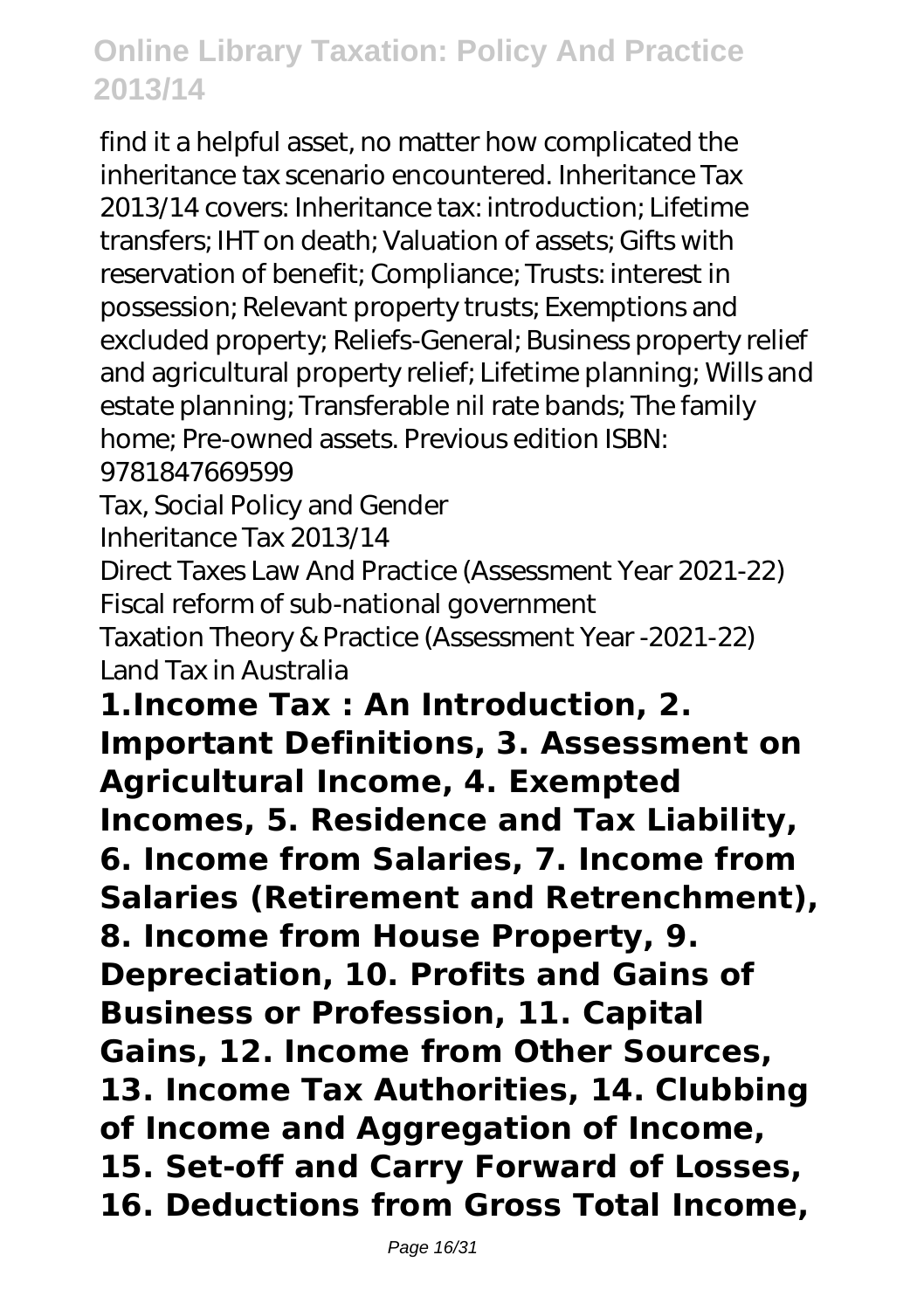find it a helpful asset, no matter how complicated the inheritance tax scenario encountered. Inheritance Tax 2013/14 covers: Inheritance tax: introduction; Lifetime transfers; IHT on death; Valuation of assets; Gifts with reservation of benefit; Compliance; Trusts: interest in possession; Relevant property trusts; Exemptions and excluded property; Reliefs-General; Business property relief and agricultural property relief; Lifetime planning; Wills and estate planning; Transferable nil rate bands; The family home; Pre-owned assets. Previous edition ISBN: 9781847669599

Tax, Social Policy and Gender

Inheritance Tax 2013/14

Direct Taxes Law And Practice (Assessment Year 2021-22)

Fiscal reform of sub-national government

Taxation Theory & Practice (Assessment Year -2021-22)

Land Tax in Australia

**1.Income Tax : An Introduction, 2. Important Definitions, 3. Assessment on Agricultural Income, 4. Exempted Incomes, 5. Residence and Tax Liability, 6. Income from Salaries, 7. Income from Salaries (Retirement and Retrenchment), 8. Income from House Property, 9. Depreciation, 10. Profits and Gains of Business or Profession, 11. Capital Gains, 12. Income from Other Sources, 13. Income Tax Authorities, 14. Clubbing of Income and Aggregation of Income, 15. Set-off and Carry Forward of Losses, 16. Deductions from Gross Total Income,**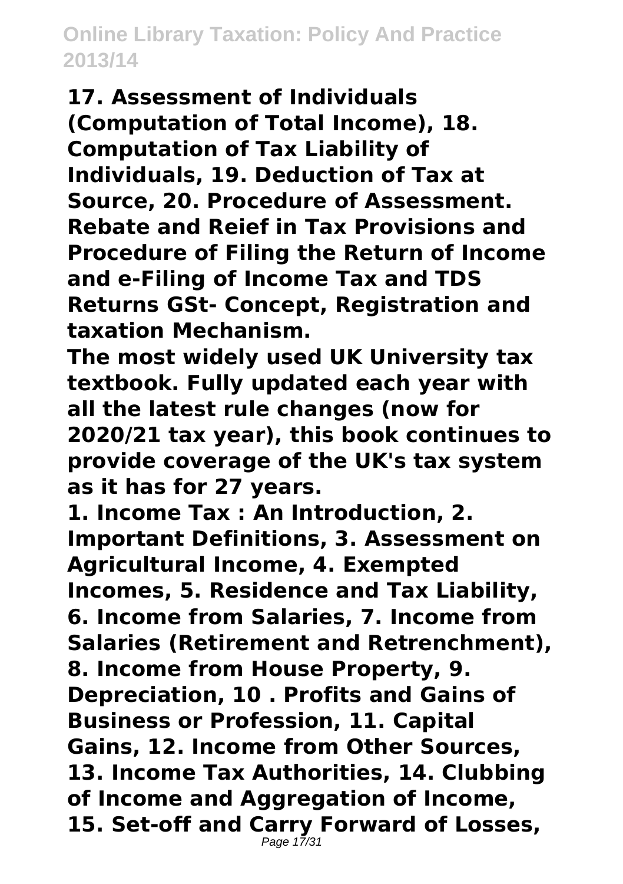**17. Assessment of Individuals (Computation of Total Income), 18. Computation of Tax Liability of Individuals, 19. Deduction of Tax at Source, 20. Procedure of Assessment. Rebate and Reief in Tax Provisions and Procedure of Filing the Return of Income and e-Filing of Income Tax and TDS Returns GSt- Concept, Registration and taxation Mechanism.**

**The most widely used UK University tax textbook. Fully updated each year with all the latest rule changes (now for 2020/21 tax year), this book continues to provide coverage of the UK's tax system as it has for 27 years.**

**1. Income Tax : An Introduction, 2. Important Definitions, 3. Assessment on Agricultural Income, 4. Exempted Incomes, 5. Residence and Tax Liability, 6. Income from Salaries, 7. Income from Salaries (Retirement and Retrenchment), 8. Income from House Property, 9. Depreciation, 10 . Profits and Gains of Business or Profession, 11. Capital Gains, 12. Income from Other Sources, 13. Income Tax Authorities, 14. Clubbing of Income and Aggregation of Income, 15. Set-off and Carry Forward of Losses,**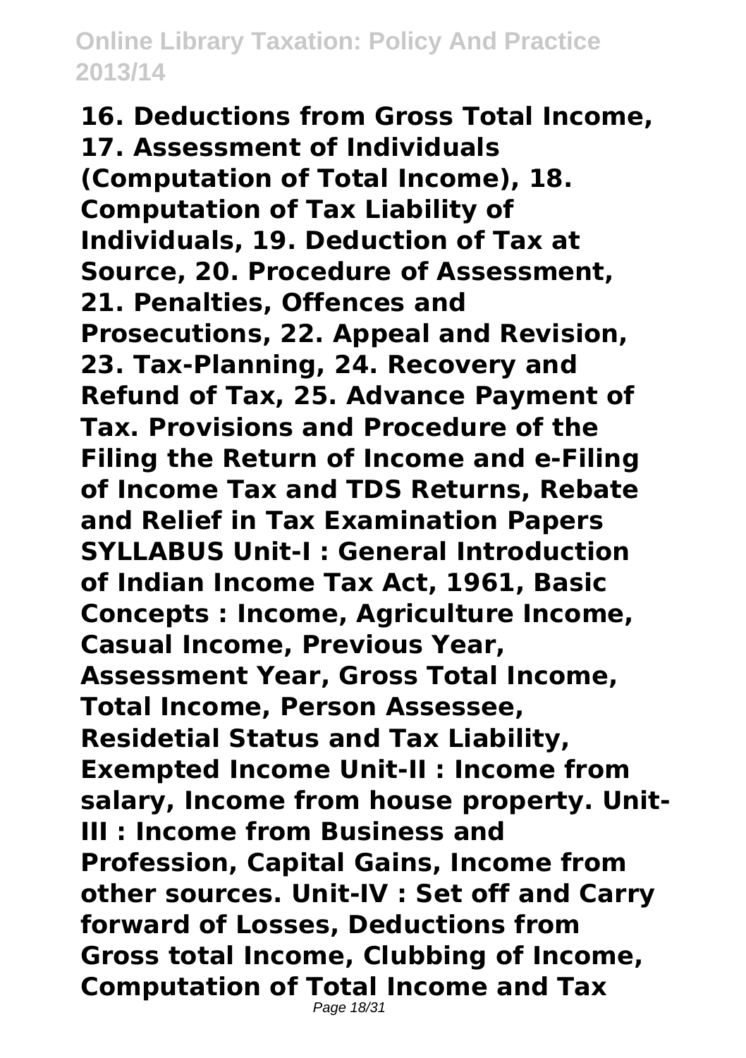**16. Deductions from Gross Total Income, 17. Assessment of Individuals (Computation of Total Income), 18. Computation of Tax Liability of Individuals, 19. Deduction of Tax at Source, 20. Procedure of Assessment, 21. Penalties, Offences and Prosecutions, 22. Appeal and Revision, 23. Tax-Planning, 24. Recovery and Refund of Tax, 25. Advance Payment of Tax. Provisions and Procedure of the Filing the Return of Income and e-Filing of Income Tax and TDS Returns, Rebate and Relief in Tax Examination Papers SYLLABUS Unit-I : General Introduction of Indian Income Tax Act, 1961, Basic Concepts : Income, Agriculture Income, Casual Income, Previous Year, Assessment Year, Gross Total Income, Total Income, Person Assessee, Residetial Status and Tax Liability, Exempted Income Unit-II : Income from salary, Income from house property. Unit-III : Income from Business and Profession, Capital Gains, Income from other sources. Unit-IV : Set off and Carry forward of Losses, Deductions from Gross total Income, Clubbing of Income, Computation of Total Income and Tax**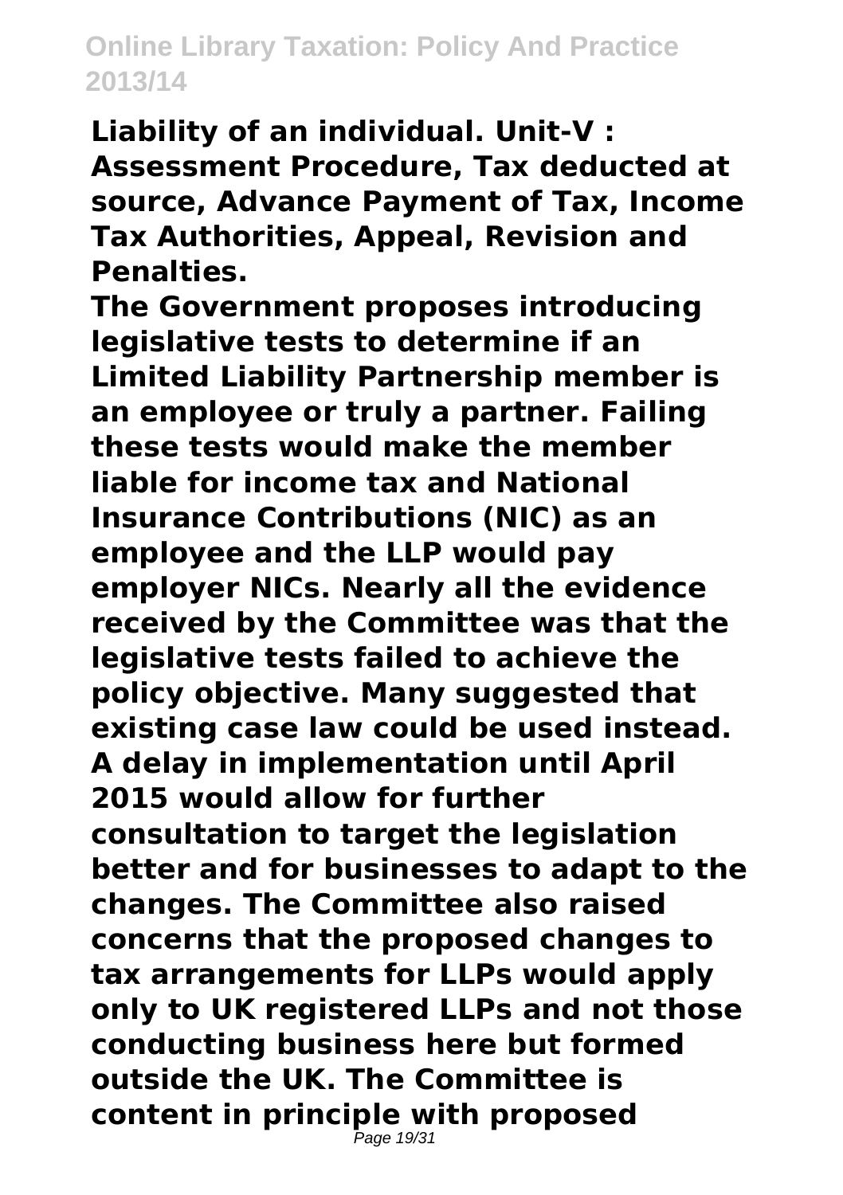**Liability of an individual. Unit-V : Assessment Procedure, Tax deducted at source, Advance Payment of Tax, Income Tax Authorities, Appeal, Revision and Penalties.**

**The Government proposes introducing legislative tests to determine if an Limited Liability Partnership member is an employee or truly a partner. Failing these tests would make the member liable for income tax and National Insurance Contributions (NIC) as an employee and the LLP would pay employer NICs. Nearly all the evidence received by the Committee was that the legislative tests failed to achieve the policy objective. Many suggested that existing case law could be used instead. A delay in implementation until April 2015 would allow for further consultation to target the legislation better and for businesses to adapt to the changes. The Committee also raised concerns that the proposed changes to tax arrangements for LLPs would apply only to UK registered LLPs and not those conducting business here but formed outside the UK. The Committee is content in principle with proposed**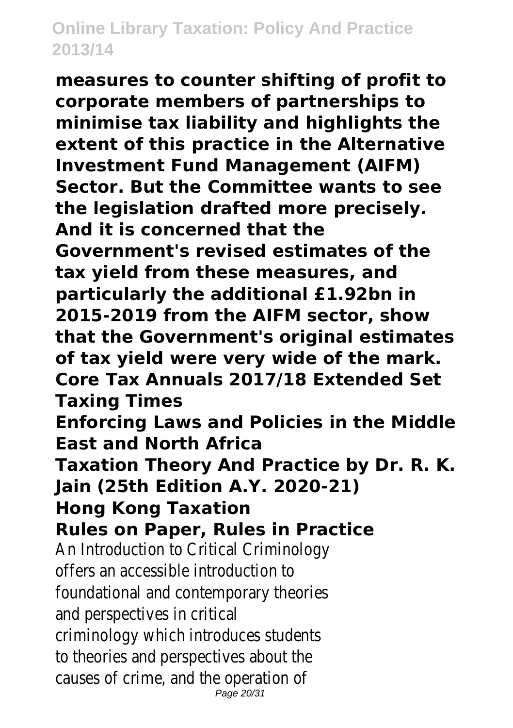**measures to counter shifting of profit to corporate members of partnerships to minimise tax liability and highlights the extent of this practice in the Alternative Investment Fund Management (AIFM) Sector. But the Committee wants to see the legislation drafted more precisely. And it is concerned that the Government's revised estimates of the tax yield from these measures, and particularly the additional £1.92bn in 2015-2019 from the AIFM sector, show that the Government's original estimates of tax yield were very wide of the mark.**

**Core Tax Annuals 2017/18 Extended Set**

**Taxing Times**

**Enforcing Laws and Policies in the Middle East and North Africa**

**Taxation Theory And Practice by Dr. R. K. Jain (25th Edition A.Y. 2020-21)**

**Hong Kong Taxation**

**Rules on Paper, Rules in Practice**

An Introduction to Critical Criminology offers an accessible introduction to foundational and contemporary theories and perspectives in critical criminology which introduces students to theories and perspectives about the causes of crime, and the operation of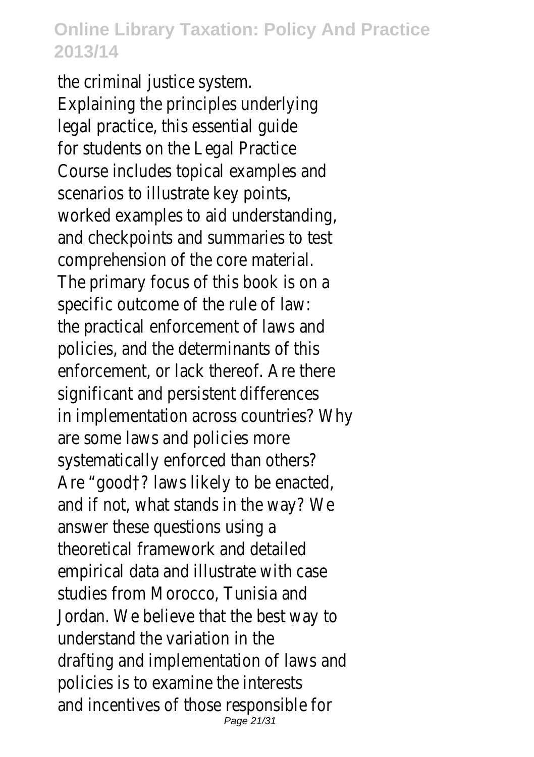the criminal justice system.
Explaining the principles underlying legal practice, this essential guide for students on the Legal Practice Course includes topical examples and scenarios to illustrate key points, worked examples to aid understanding, and checkpoints and summaries to test comprehension of the core material.
The primary focus of this book is on a specific outcome of the rule of law: the practical enforcement of laws and policies, and the determinants of this enforcement, or lack thereof. Are there significant and persistent differences in implementation across countries? Why are some laws and policies more systematically enforced than others? Are "good†? laws likely to be enacted, and if not, what stands in the way? We answer these questions using a theoretical framework and detailed empirical data and illustrate with case studies from Morocco, Tunisia and Jordan. We believe that the best way to understand the variation in the drafting and implementation of laws and policies is to examine the interests and incentives of those responsible for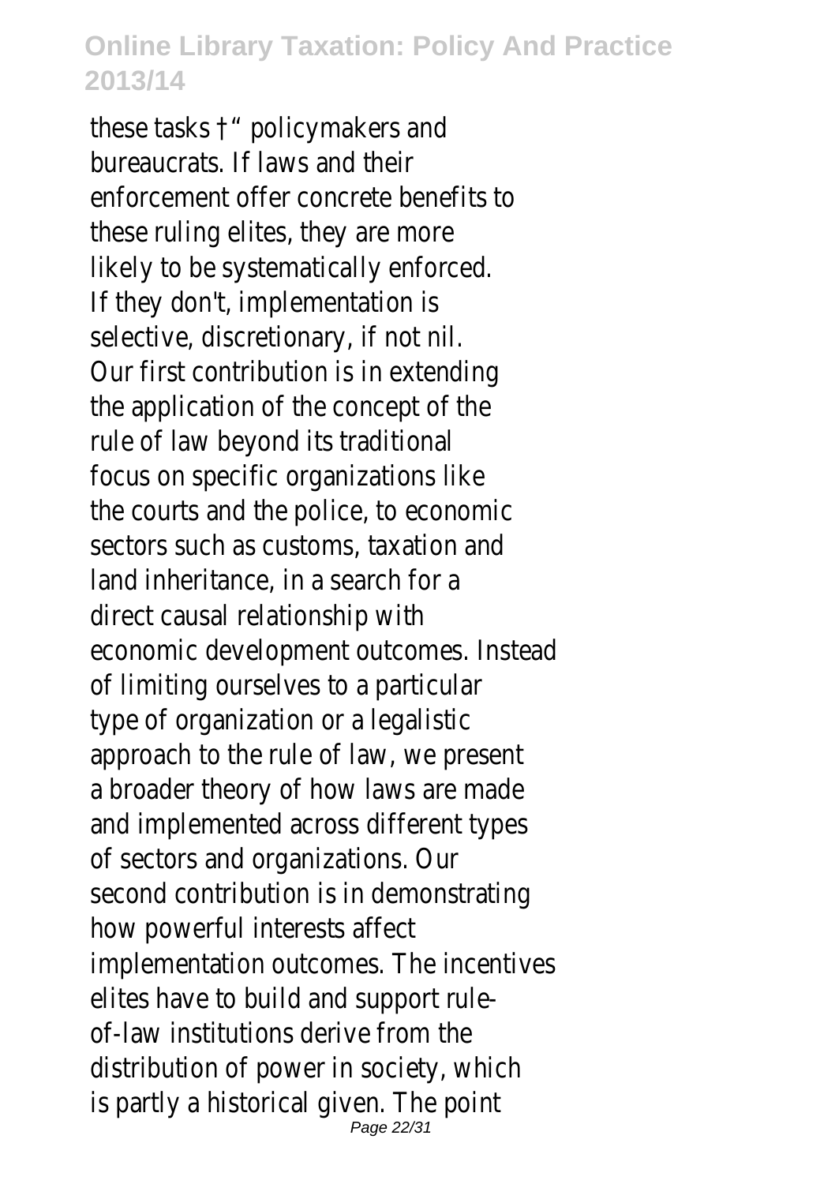these tasks †" policymakers and bureaucrats. If laws and their enforcement offer concrete benefits to these ruling elites, they are more likely to be systematically enforced. If they don't, implementation is selective, discretionary, if not nil. Our first contribution is in extending the application of the concept of the rule of law beyond its traditional focus on specific organizations like the courts and the police, to economic sectors such as customs, taxation and land inheritance, in a search for a direct causal relationship with economic development outcomes. Instead of limiting ourselves to a particular type of organization or a legalistic approach to the rule of law, we present a broader theory of how laws are made and implemented across different types of sectors and organizations. Our second contribution is in demonstrating how powerful interests affect implementation outcomes. The incentives elites have to build and support rule-of-law institutions derive from the distribution of power in society, which is partly a historical given. The point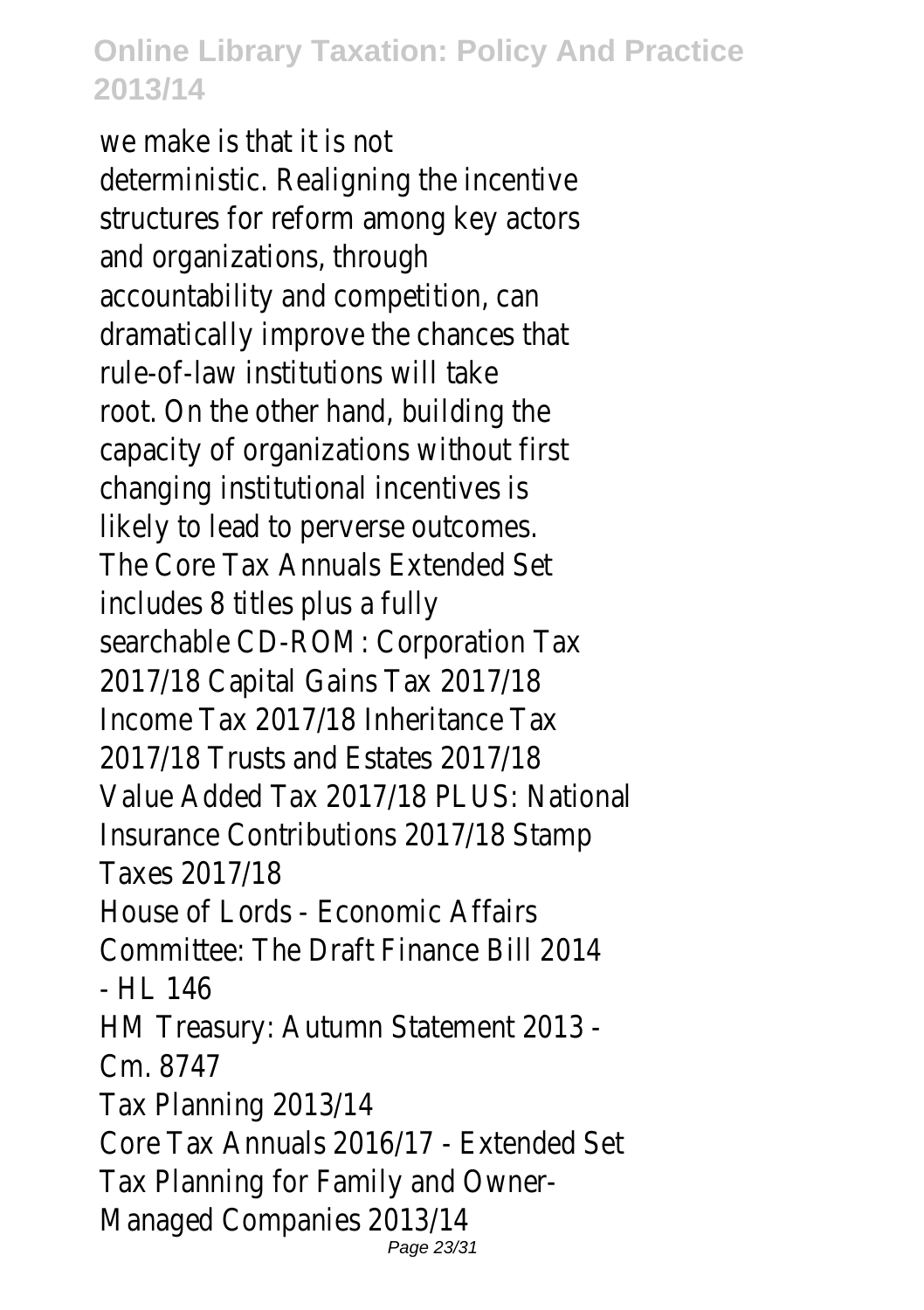we make is that it is not deterministic. Realigning the incentive structures for reform among key actors and organizations, through accountability and competition, can dramatically improve the chances that rule-of-law institutions will take root. On the other hand, building the capacity of organizations without first changing institutional incentives is likely to lead to perverse outcomes.

The Core Tax Annuals Extended Set includes 8 titles plus a fully searchable CD-ROM: Corporation Tax 2017/18 Capital Gains Tax 2017/18 Income Tax 2017/18 Inheritance Tax 2017/18 Trusts and Estates 2017/18 Value Added Tax 2017/18 PLUS: National Insurance Contributions 2017/18 Stamp Taxes 2017/18

House of Lords - Economic Affairs Committee: The Draft Finance Bill 2014 - HL 146

HM Treasury: Autumn Statement 2013 - Cm. 8747

Tax Planning 2013/14

Core Tax Annuals 2016/17 - Extended Set

Tax Planning for Family and Owner-Managed Companies 2013/14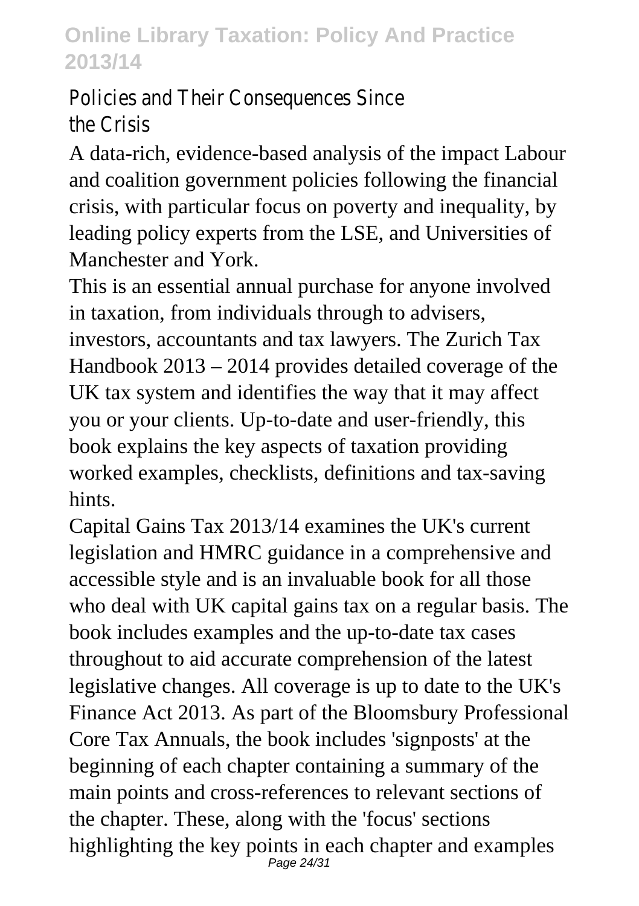Policies and Their Consequences Since the Crisis

A data-rich, evidence-based analysis of the impact Labour and coalition government policies following the financial crisis, with particular focus on poverty and inequality, by leading policy experts from the LSE, and Universities of Manchester and York.

This is an essential annual purchase for anyone involved in taxation, from individuals through to advisers, investors, accountants and tax lawyers. The Zurich Tax Handbook 2013 – 2014 provides detailed coverage of the UK tax system and identifies the way that it may affect you or your clients. Up-to-date and user-friendly, this book explains the key aspects of taxation providing worked examples, checklists, definitions and tax-saving hints.

Capital Gains Tax 2013/14 examines the UK's current legislation and HMRC guidance in a comprehensive and accessible style and is an invaluable book for all those who deal with UK capital gains tax on a regular basis. The book includes examples and the up-to-date tax cases throughout to aid accurate comprehension of the latest legislative changes. All coverage is up to date to the UK's Finance Act 2013. As part of the Bloomsbury Professional Core Tax Annuals, the book includes 'signposts' at the beginning of each chapter containing a summary of the main points and cross-references to relevant sections of the chapter. These, along with the 'focus' sections highlighting the key points in each chapter and examples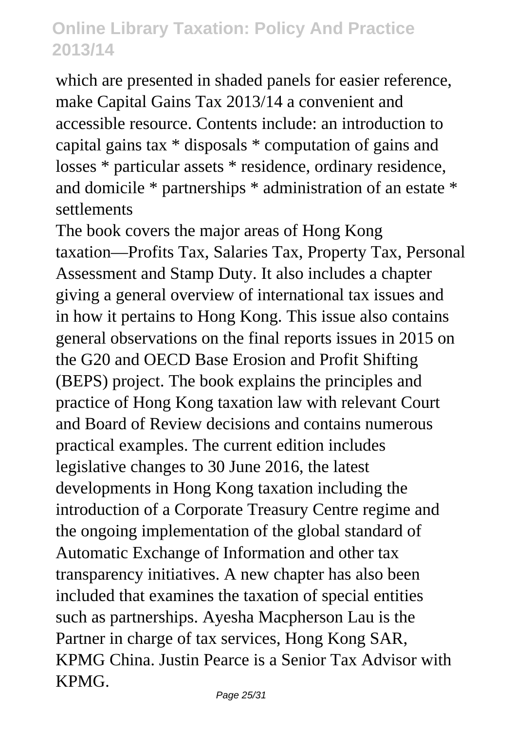which are presented in shaded panels for easier reference, make Capital Gains Tax 2013/14 a convenient and accessible resource. Contents include: an introduction to capital gains tax * disposals * computation of gains and losses * particular assets * residence, ordinary residence, and domicile * partnerships * administration of an estate * settlements

The book covers the major areas of Hong Kong taxation—Profits Tax, Salaries Tax, Property Tax, Personal Assessment and Stamp Duty. It also includes a chapter giving a general overview of international tax issues and in how it pertains to Hong Kong. This issue also contains general observations on the final reports issues in 2015 on the G20 and OECD Base Erosion and Profit Shifting (BEPS) project. The book explains the principles and practice of Hong Kong taxation law with relevant Court and Board of Review decisions and contains numerous practical examples. The current edition includes legislative changes to 30 June 2016, the latest developments in Hong Kong taxation including the introduction of a Corporate Treasury Centre regime and the ongoing implementation of the global standard of Automatic Exchange of Information and other tax transparency initiatives. A new chapter has also been included that examines the taxation of special entities such as partnerships. Ayesha Macpherson Lau is the Partner in charge of tax services, Hong Kong SAR, KPMG China. Justin Pearce is a Senior Tax Advisor with KPMG.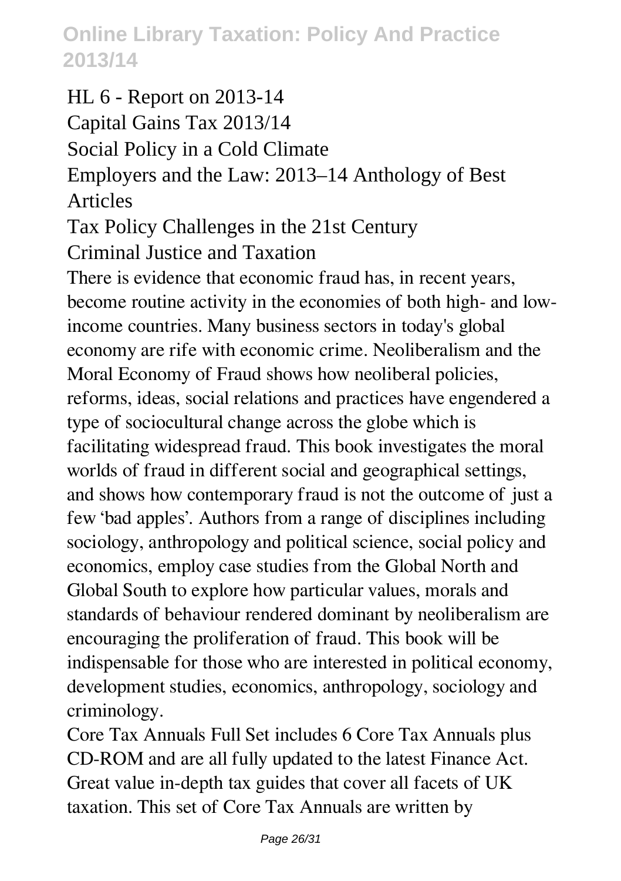HL 6 - Report on 2013-14
Capital Gains Tax 2013/14
Social Policy in a Cold Climate
Employers and the Law: 2013–14 Anthology of Best Articles
Tax Policy Challenges in the 21st Century
Criminal Justice and Taxation

There is evidence that economic fraud has, in recent years, become routine activity in the economies of both high- and low-income countries. Many business sectors in today's global economy are rife with economic crime. Neoliberalism and the Moral Economy of Fraud shows how neoliberal policies, reforms, ideas, social relations and practices have engendered a type of sociocultural change across the globe which is facilitating widespread fraud. This book investigates the moral worlds of fraud in different social and geographical settings, and shows how contemporary fraud is not the outcome of just a few 'bad apples'. Authors from a range of disciplines including sociology, anthropology and political science, social policy and economics, employ case studies from the Global North and Global South to explore how particular values, morals and standards of behaviour rendered dominant by neoliberalism are encouraging the proliferation of fraud. This book will be indispensable for those who are interested in political economy, development studies, economics, anthropology, sociology and criminology.

Core Tax Annuals Full Set includes 6 Core Tax Annuals plus CD-ROM and are all fully updated to the latest Finance Act. Great value in-depth tax guides that cover all facets of UK taxation. This set of Core Tax Annuals are written by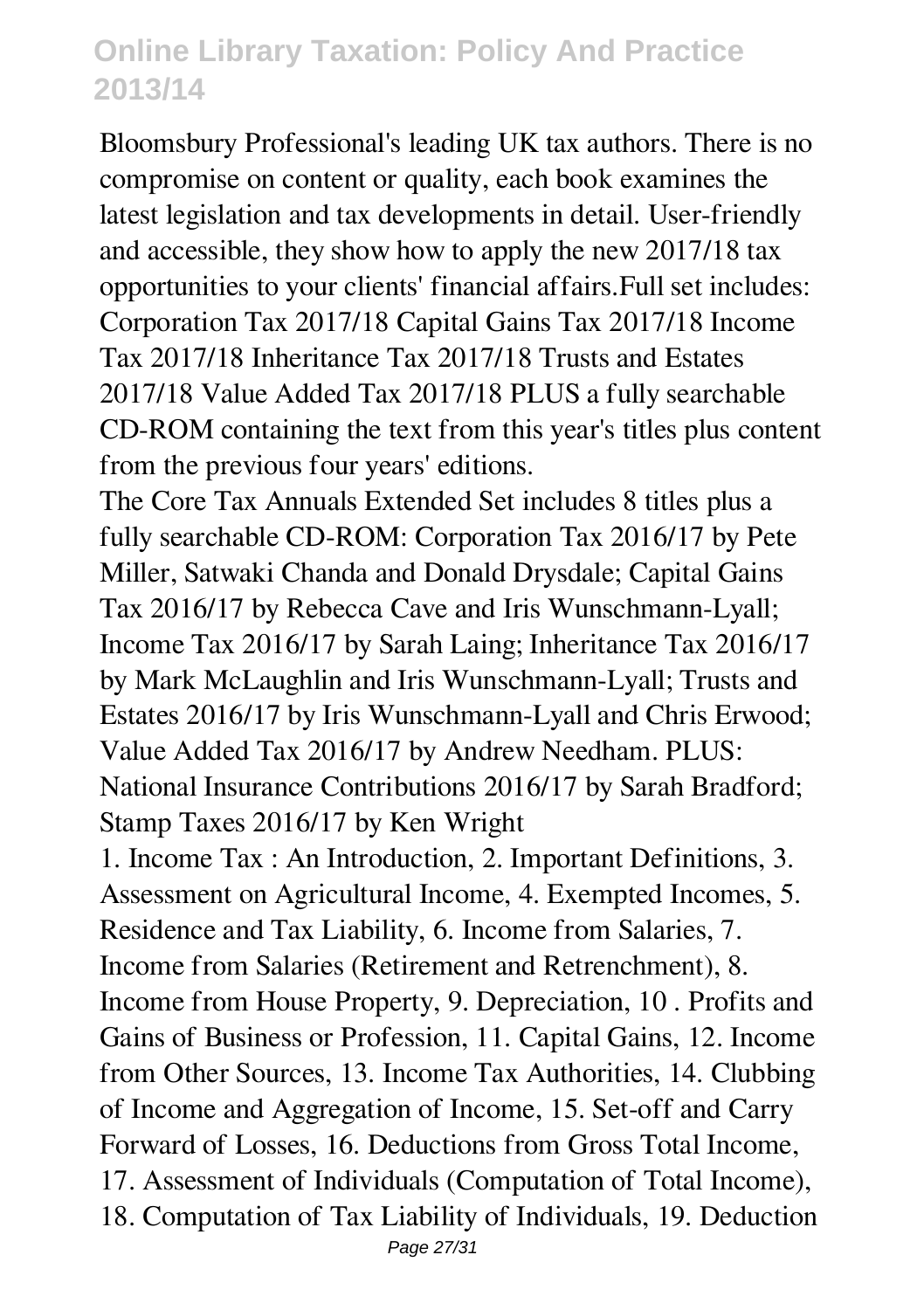Bloomsbury Professional's leading UK tax authors. There is no compromise on content or quality, each book examines the latest legislation and tax developments in detail. User-friendly and accessible, they show how to apply the new 2017/18 tax opportunities to your clients' financial affairs.Full set includes: Corporation Tax 2017/18 Capital Gains Tax 2017/18 Income Tax 2017/18 Inheritance Tax 2017/18 Trusts and Estates 2017/18 Value Added Tax 2017/18 PLUS a fully searchable CD-ROM containing the text from this year's titles plus content from the previous four years' editions.

The Core Tax Annuals Extended Set includes 8 titles plus a fully searchable CD-ROM: Corporation Tax 2016/17 by Pete Miller, Satwaki Chanda and Donald Drysdale; Capital Gains Tax 2016/17 by Rebecca Cave and Iris Wunschmann-Lyall; Income Tax 2016/17 by Sarah Laing; Inheritance Tax 2016/17 by Mark McLaughlin and Iris Wunschmann-Lyall; Trusts and Estates 2016/17 by Iris Wunschmann-Lyall and Chris Erwood; Value Added Tax 2016/17 by Andrew Needham. PLUS: National Insurance Contributions 2016/17 by Sarah Bradford; Stamp Taxes 2016/17 by Ken Wright

1. Income Tax : An Introduction, 2. Important Definitions, 3. Assessment on Agricultural Income, 4. Exempted Incomes, 5. Residence and Tax Liability, 6. Income from Salaries, 7. Income from Salaries (Retirement and Retrenchment), 8. Income from House Property, 9. Depreciation, 10 . Profits and Gains of Business or Profession, 11. Capital Gains, 12. Income from Other Sources, 13. Income Tax Authorities, 14. Clubbing of Income and Aggregation of Income, 15. Set-off and Carry Forward of Losses, 16. Deductions from Gross Total Income, 17. Assessment of Individuals (Computation of Total Income), 18. Computation of Tax Liability of Individuals, 19. Deduction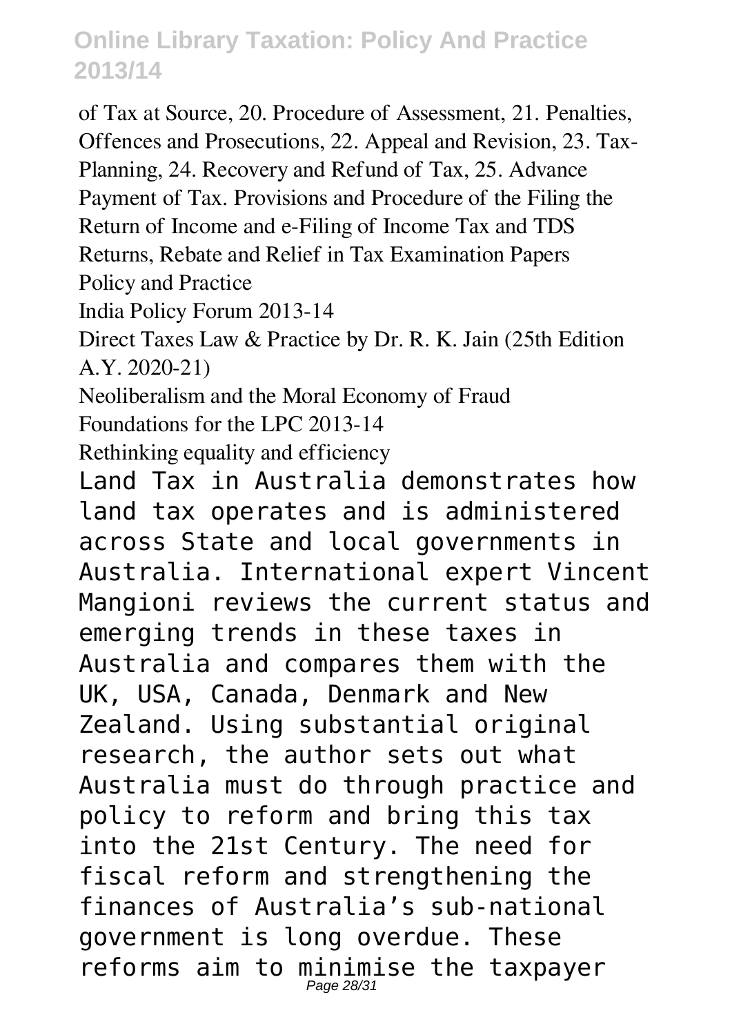of Tax at Source, 20. Procedure of Assessment, 21. Penalties, Offences and Prosecutions, 22. Appeal and Revision, 23. Tax-Planning, 24. Recovery and Refund of Tax, 25. Advance Payment of Tax. Provisions and Procedure of the Filing the Return of Income and e-Filing of Income Tax and TDS Returns, Rebate and Relief in Tax Examination Papers

Policy and Practice

India Policy Forum 2013-14

Direct Taxes Law & Practice by Dr. R. K. Jain (25th Edition A.Y. 2020-21)

Neoliberalism and the Moral Economy of Fraud

Foundations for the LPC 2013-14

Rethinking equality and efficiency

Land Tax in Australia demonstrates how land tax operates and is administered across State and local governments in Australia. International expert Vincent Mangioni reviews the current status and emerging trends in these taxes in Australia and compares them with the UK, USA, Canada, Denmark and New Zealand. Using substantial original research, the author sets out what Australia must do through practice and policy to reform and bring this tax into the 21st Century. The need for fiscal reform and strengthening the finances of Australia's sub-national government is long overdue. These reforms aim to minimise the taxpayer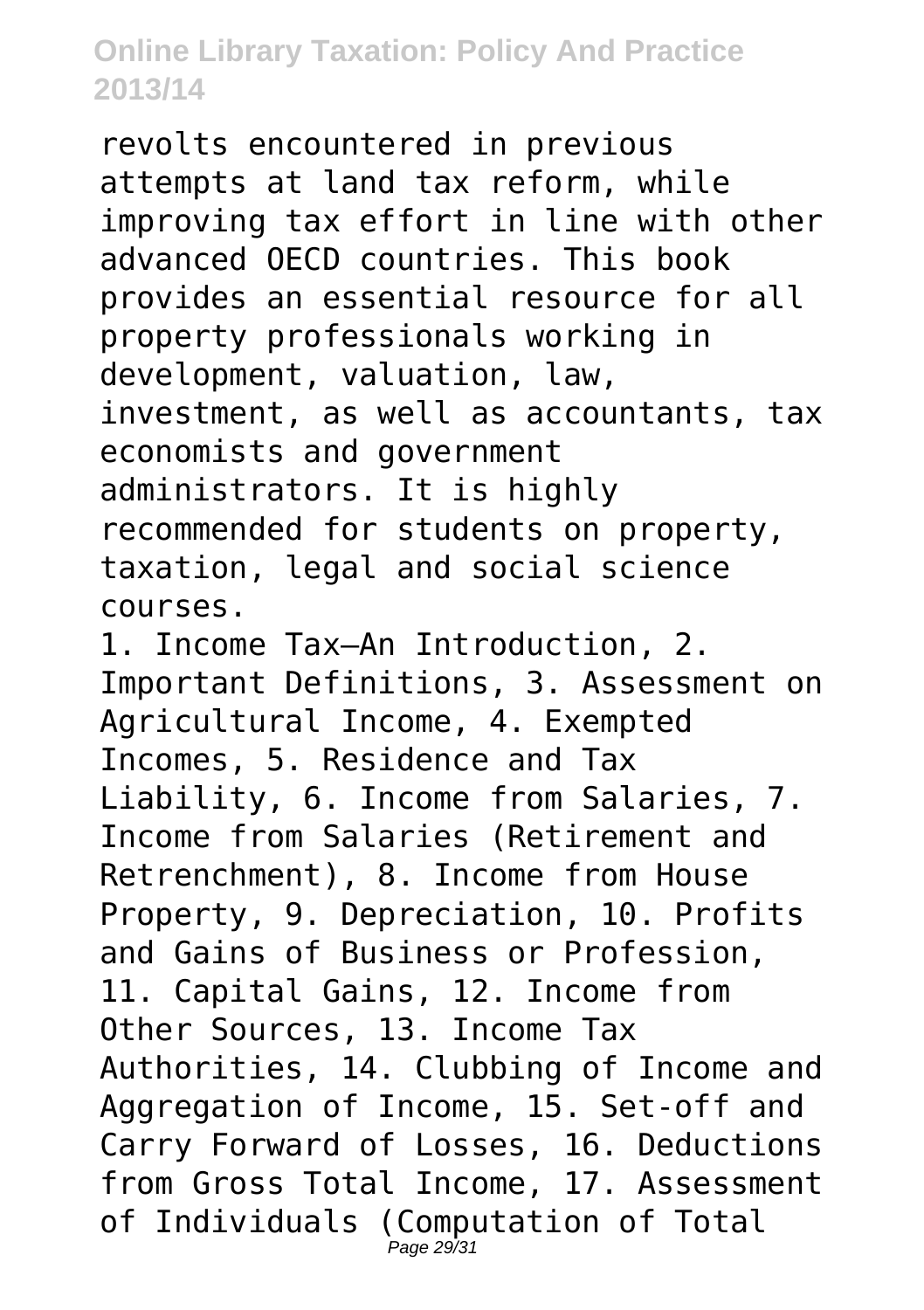revolts encountered in previous attempts at land tax reform, while improving tax effort in line with other advanced OECD countries. This book provides an essential resource for all property professionals working in development, valuation, law, investment, as well as accountants, tax economists and government administrators. It is highly recommended for students on property, taxation, legal and social science courses.

1. Income Tax—An Introduction, 2. Important Definitions, 3. Assessment on Agricultural Income, 4. Exempted Incomes, 5. Residence and Tax Liability, 6. Income from Salaries, 7. Income from Salaries (Retirement and Retrenchment), 8. Income from House Property, 9. Depreciation, 10. Profits and Gains of Business or Profession, 11. Capital Gains, 12. Income from Other Sources, 13. Income Tax Authorities, 14. Clubbing of Income and Aggregation of Income, 15. Set-off and Carry Forward of Losses, 16. Deductions from Gross Total Income, 17. Assessment of Individuals (Computation of Total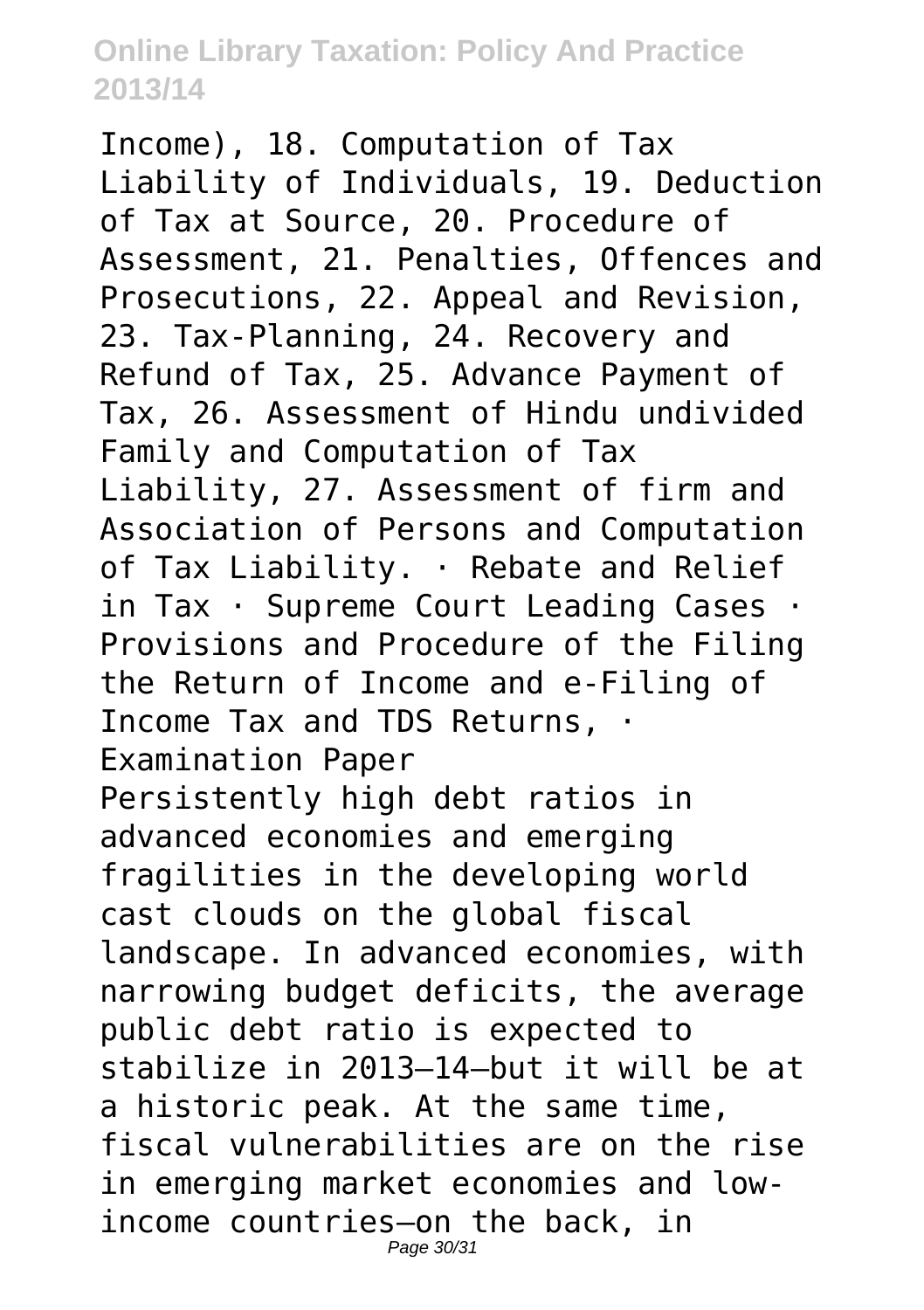Income), 18. Computation of Tax Liability of Individuals, 19. Deduction of Tax at Source, 20. Procedure of Assessment, 21. Penalties, Offences and Prosecutions, 22. Appeal and Revision, 23. Tax-Planning, 24. Recovery and Refund of Tax, 25. Advance Payment of Tax, 26. Assessment of Hindu undivided Family and Computation of Tax Liability, 27. Assessment of firm and Association of Persons and Computation of Tax Liability. · Rebate and Relief in Tax · Supreme Court Leading Cases · Provisions and Procedure of the Filing the Return of Income and e-Filing of Income Tax and TDS Returns, · Examination Paper

Persistently high debt ratios in advanced economies and emerging fragilities in the developing world cast clouds on the global fiscal landscape. In advanced economies, with narrowing budget deficits, the average public debt ratio is expected to stabilize in 2013–14—but it will be at a historic peak. At the same time, fiscal vulnerabilities are on the rise in emerging market economies and low-income countries—on the back, in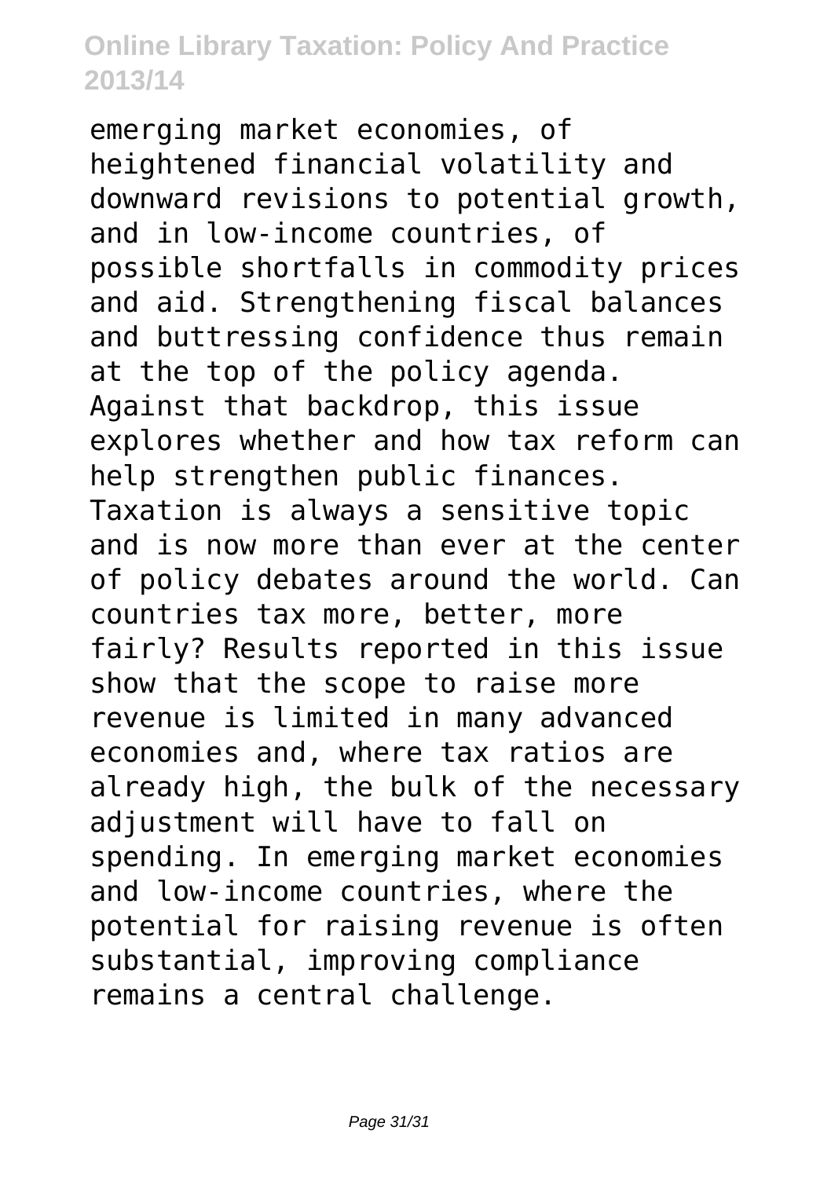emerging market economies, of heightened financial volatility and downward revisions to potential growth, and in low-income countries, of possible shortfalls in commodity prices and aid. Strengthening fiscal balances and buttressing confidence thus remain at the top of the policy agenda. Against that backdrop, this issue explores whether and how tax reform can help strengthen public finances. Taxation is always a sensitive topic and is now more than ever at the center of policy debates around the world. Can countries tax more, better, more fairly? Results reported in this issue show that the scope to raise more revenue is limited in many advanced economies and, where tax ratios are already high, the bulk of the necessary adjustment will have to fall on spending. In emerging market economies and low-income countries, where the potential for raising revenue is often substantial, improving compliance remains a central challenge.